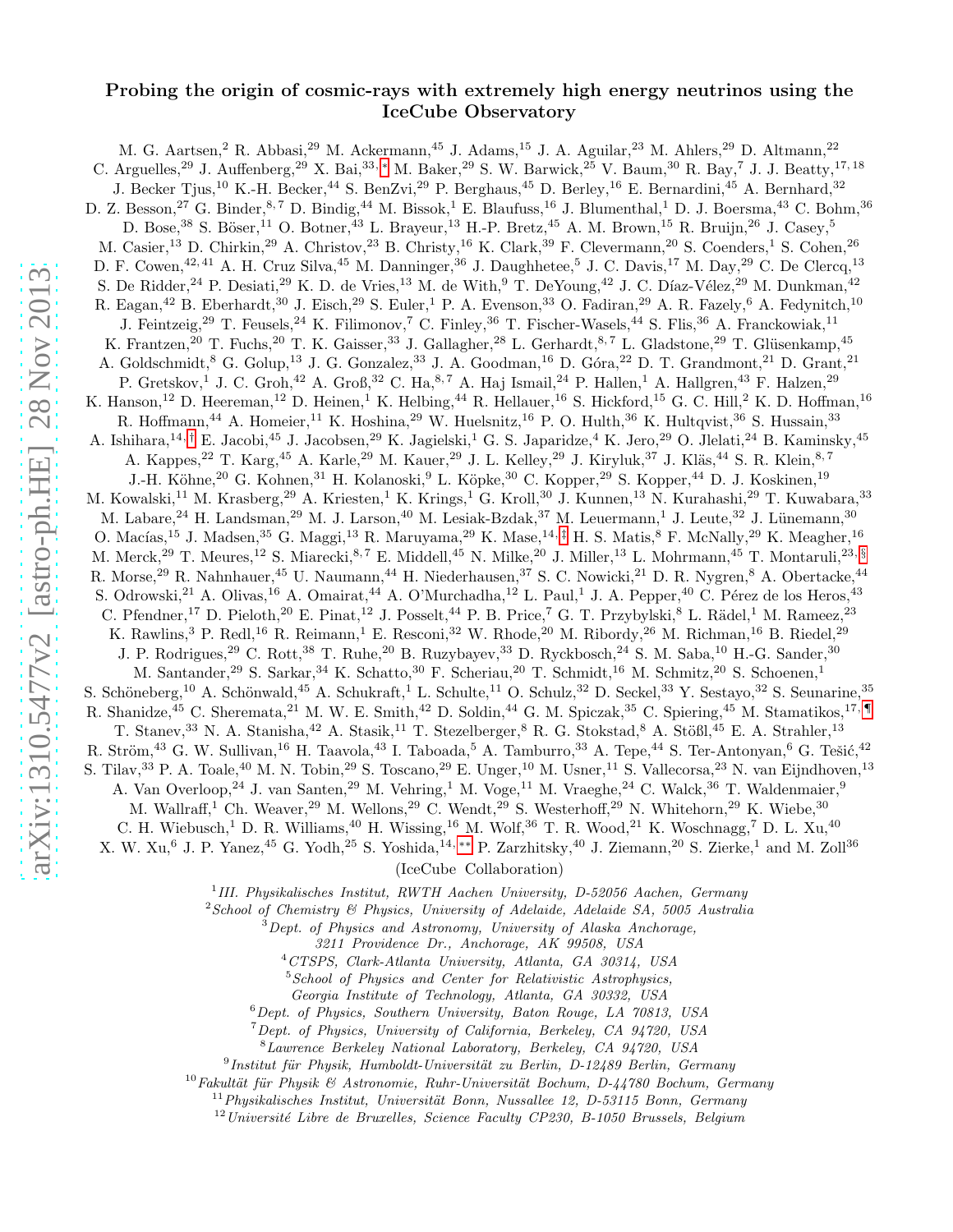# Probing the origin of cosmic-rays with extremely high energy neutrinos using the IceCube Observatory

M. G. Aartsen,[2] R. Abbasi,[29] M. Ackermann,[45] J. Adams,[15] J. A. Aguilar,[23] M. Ahlers,[29] D. Altmann,[22] C. Arguelles,[29] J. Auffenberg,[29] X. Bai,[33,*] M. Baker,[29] S. W. Barwick,[25] V. Baum,[30] R. Bay,[7] J. J. Beatty,[17,18] J. Becker Tjus,[10] K.-H. Becker,[44] S. BenZvi,[29] P. Berghaus,[45] D. Berley,[16] E. Bernardini,[45] A. Bernhard,[32] D. Z. Besson,[27] G. Binder,[8,7] D. Bindig,[44] M. Bissok,[1] E. Blaufuss,[16] J. Blumenthal,[1] D. J. Boersma,[43] C. Bohm,[36] D. Bose,[38] S. Böser,[11] O. Botner,[43] L. Brayeur,[13] H.-P. Bretz,[45] A. M. Brown,[15] R. Bruijn,[26] J. Casey,[5] M. Casier,[13] D. Chirkin,[29] A. Christov,[23] B. Christy,[16] K. Clark,[39] F. Clevermann,[20] S. Coenders,[1] S. Cohen,[26] D. F. Cowen,[42,41] A. H. Cruz Silva,[45] M. Danninger,[36] J. Daughhetee,[5] J. C. Davis,[17] M. Day,[29] C. De Clercq,[13] S. De Ridder,[24] P. Desiati,[29] K. D. de Vries,[13] M. de With,[9] T. DeYoung,[42] J. C. Díaz-Vélez,[29] M. Dunkman,[42] R. Eagan,[42] B. Eberhardt,[30] J. Eisch,[29] S. Euler,[1] P. A. Evenson,[33] O. Fadiran,[29] A. R. Fazely,[6] A. Fedynitch,[10] J. Feintzeig,[29] T. Feusels,[24] K. Filimonov,[7] C. Finley,[36] T. Fischer-Wasels,[44] S. Flis,[36] A. Franckowiak,[11] K. Frantzen,[20] T. Fuchs,[20] T. K. Gaisser,[33] J. Gallagher,[28] L. Gerhardt,[8,7] L. Gladstone,[29] T. Glüsenkamp,[45] A. Goldschmidt,[8] G. Golup,[13] J. G. Gonzalez,[33] J. A. Goodman,[16] D. Góra,[22] D. T. Grandmont,[21] D. Grant,[21] P. Gretskov,[1] J. C. Groh,[42] A. Groß,[32] C. Ha,[8,7] A. Haj Ismail,[24] P. Hallen,[1] A. Hallgren,[43] F. Halzen,[29] K. Hanson,[12] D. Heereman,[12] D. Heinen,[1] K. Helbing,[44] R. Hellauer,[16] S. Hickford,[15] G. C. Hill,[2] K. D. Hoffman,[16] R. Hoffmann,[44] A. Homeier,[11] K. Hoshina,[29] W. Huelsnitz,[16] P. O. Hulth,[36] K. Hultqvist,[36] S. Hussain,[33] A. Ishihara,[14,†] E. Jacobi,[45] J. Jacobsen,[29] K. Jagielski,[1] G. S. Japaridze,[4] K. Jero,[29] O. Jlelati,[24] B. Kaminsky,[45] A. Kappes,[22] T. Karg,[45] A. Karle,[29] M. Kauer,[29] J. L. Kelley,[29] J. Kiryluk,[37] J. Kläs,[44] S. R. Klein,[8,7] J.-H. Köhne,[20] G. Kohnen,[31] H. Kolanoski,[9] L. Köpke,[30] C. Kopper,[29] S. Kopper,[44] D. J. Koskinen,[19] M. Kowalski,[11] M. Krasberg,[29] A. Kriesten,[1] K. Krings,[1] G. Kroll,[30] J. Kunnen,[13] N. Kurahashi,[29] T. Kuwabara,[33] M. Labare,[24] H. Landsman,[29] M. J. Larson,[40] M. Lesiak-Bzdak,[37] M. Leuermann,[1] J. Leute,[32] J. Lünemann,[30] O. Macías,[15] J. Madsen,[35] G. Maggi,[13] R. Maruyama,[29] K. Mase,[14,‡] H. S. Matis,[8] F. McNally,[29] K. Meagher,[16] M. Merck,[29] T. Meures,[12] S. Miarecki,[8,7] E. Middell,[45] N. Milke,[20] J. Miller,[13] L. Mohrmann,[45] T. Montaruli,[23,§] R. Morse,[29] R. Nahnhauer,[45] U. Naumann,[44] H. Niederhausen,[37] S. C. Nowicki,[21] D. R. Nygren,[8] A. Obertacke,[44] S. Odrowski,[21] A. Olivas,[16] A. Omairat,[44] A. O'Murchadha,[12] L. Paul,[1] J. A. Pepper,[40] C. Pérez de los Heros,[43] C. Pfendner,[17] D. Pieloth,[20] E. Pinat,[12] J. Posselt,[44] P. B. Price,[7] G. T. Przybylski,[8] L. Rädel,[1] M. Rameez,[23] K. Rawlins,[3] P. Redl,[16] R. Reimann,[1] E. Resconi,[32] W. Rhode,[20] M. Ribordy,[26] M. Richman,[16] B. Riedel,[29] J. P. Rodrigues,[29] C. Rott,[38] T. Ruhe,[20] B. Ruzybayev,[33] D. Ryckbosch,[24] S. M. Saba,[10] H.-G. Sander,[30] M. Santander,[29] S. Sarkar,[34] K. Schatto,[30] F. Scheriau,[20] T. Schmidt,[16] M. Schmitz,[20] S. Schoenen,[1] S. Schöneberg,[10] A. Schönwald,[45] A. Schukraft,[1] L. Schulte,[11] O. Schulz,[32] D. Seckel,[33] Y. Sestayo,[32] S. Seunarine,[35] R. Shanidze,[45] C. Sheremata,[21] M. W. E. Smith,[42] D. Soldin,[44] G. M. Spiczak,[35] C. Spiering,[45] M. Stamatikos,[17,¶] T. Stanev,[33] N. A. Stanisha,[42] A. Stasik,[11] T. Stezelberger,[8] R. G. Stokstad,[8] A. Stößl,[45] E. A. Strahler,[13] R. Ström,[43] G. W. Sullivan,[16] H. Taavola,[43] I. Taboada,[5] A. Tamburro,[33] A. Tepe,[44] S. Ter-Antonyan,[6] G. Tešić,[42] S. Tilav,[33] P. A. Toale,[40] M. N. Tobin,[29] S. Toscano,[29] E. Unger,[10] M. Usner,[11] S. Vallecorsa,[23] N. van Eijndhoven,[13] A. Van Overloop,[24] J. van Santen,[29] M. Vehring,[1] M. Voge,[11] M. Vraeghe,[24] C. Walck,[36] T. Waldenmaier,[9] M. Wallraff,[1] Ch. Weaver,[29] M. Wellons,[29] C. Wendt,[29] S. Westerhoff,[29] N. Whitehorn,[29] K. Wiebe,[30] C. H. Wiebusch,[1] D. R. Williams,[40] H. Wissing,[16] M. Wolf,[36] T. R. Wood,[21] K. Woschnagg,[7] D. L. Xu,[40] X. W. Xu,[6] J. P. Yanez,[45] G. Yodh,[25] S. Yoshida,[14,**] P. Zarzhitsky,[40] J. Ziemann,[20] S. Zierke,[1] and M. Zoll[36]

(IceCube Collaboration)

[1] *III. Physikalisches Institut, RWTH Aachen University, D-52056 Aachen, Germany*
[2] *School of Chemistry & Physics, University of Adelaide, Adelaide SA, 5005 Australia*
[3] *Dept. of Physics and Astronomy, University of Alaska Anchorage, 3211 Providence Dr., Anchorage, AK 99508, USA*
[4] *CTSPS, Clark-Atlanta University, Atlanta, GA 30314, USA*
[5] *School of Physics and Center for Relativistic Astrophysics, Georgia Institute of Technology, Atlanta, GA 30332, USA*
[6] *Dept. of Physics, Southern University, Baton Rouge, LA 70813, USA*
[7] *Dept. of Physics, University of California, Berkeley, CA 94720, USA*
[8] *Lawrence Berkeley National Laboratory, Berkeley, CA 94720, USA*
[9] *Institut für Physik, Humboldt-Universität zu Berlin, D-12489 Berlin, Germany*
[10] *Fakultät für Physik & Astronomie, Ruhr-Universität Bochum, D-44780 Bochum, Germany*
[11] *Physikalisches Institut, Universität Bonn, Nussallee 12, D-53115 Bonn, Germany*
[12] *Université Libre de Bruxelles, Science Faculty CP230, B-1050 Brussels, Belgium*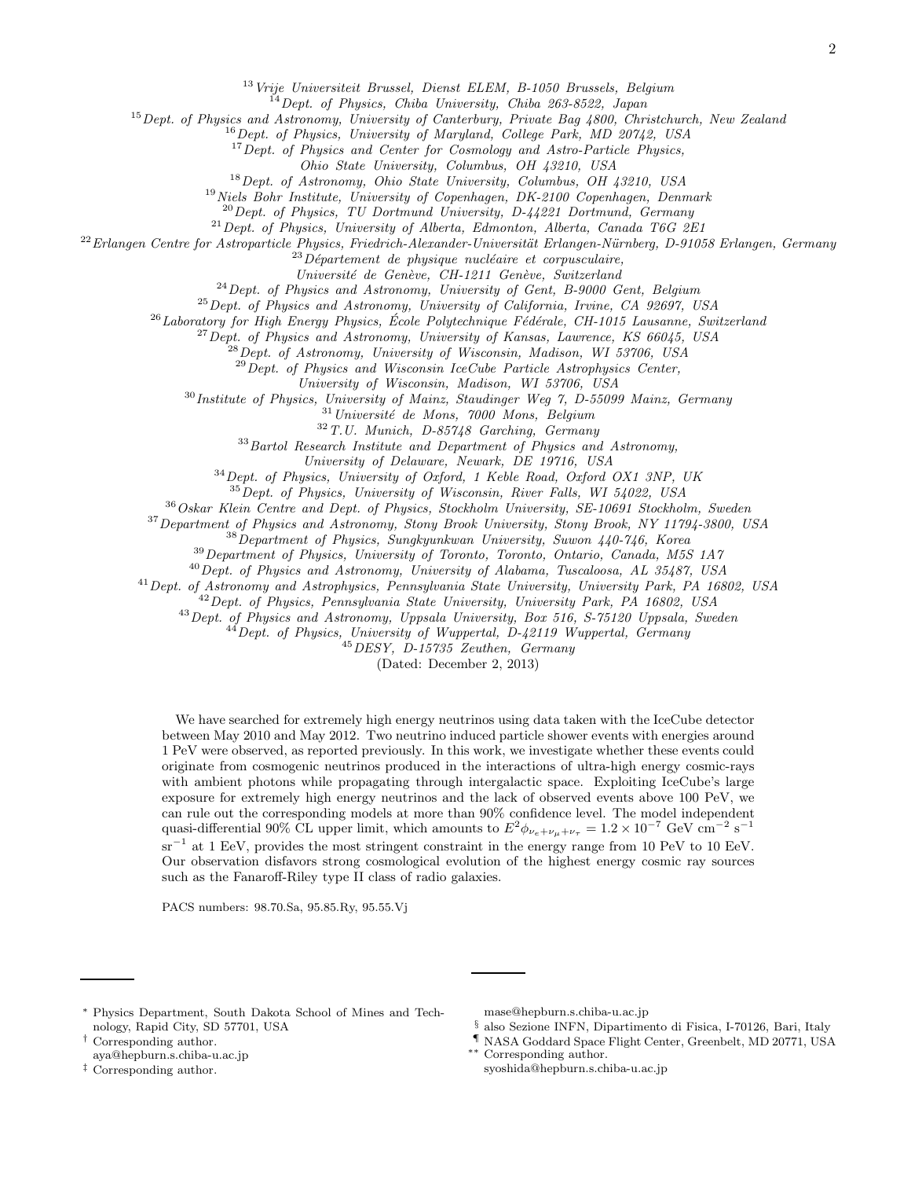[13] Vrije Universiteit Brussel, Dienst ELEM, B-1050 Brussels, Belgium
[14] Dept. of Physics, Chiba University, Chiba 263-8522, Japan
[15] Dept. of Physics and Astronomy, University of Canterbury, Private Bag 4800, Christchurch, New Zealand
[16] Dept. of Physics, University of Maryland, College Park, MD 20742, USA
[17] Dept. of Physics and Center for Cosmology and Astro-Particle Physics, Ohio State University, Columbus, OH 43210, USA
[18] Dept. of Astronomy, Ohio State University, Columbus, OH 43210, USA
[19] Niels Bohr Institute, University of Copenhagen, DK-2100 Copenhagen, Denmark
[20] Dept. of Physics, TU Dortmund University, D-44221 Dortmund, Germany
[21] Dept. of Physics, University of Alberta, Edmonton, Alberta, Canada T6G 2E1
[22] Erlangen Centre for Astroparticle Physics, Friedrich-Alexander-Universität Erlangen-Nürnberg, D-91058 Erlangen, Germany
[23] Département de physique nucléaire et corpusculaire, Université de Genève, CH-1211 Genève, Switzerland
[24] Dept. of Physics and Astronomy, University of Gent, B-9000 Gent, Belgium
[25] Dept. of Physics and Astronomy, University of California, Irvine, CA 92697, USA
[26] Laboratory for High Energy Physics, École Polytechnique Fédérale, CH-1015 Lausanne, Switzerland
[27] Dept. of Physics and Astronomy, University of Kansas, Lawrence, KS 66045, USA
[28] Dept. of Astronomy, University of Wisconsin, Madison, WI 53706, USA
[29] Dept. of Physics and Wisconsin IceCube Particle Astrophysics Center, University of Wisconsin, Madison, WI 53706, USA
[30] Institute of Physics, University of Mainz, Staudinger Weg 7, D-55099 Mainz, Germany
[31] Université de Mons, 7000 Mons, Belgium
[32] T.U. Munich, D-85748 Garching, Germany
[33] Bartol Research Institute and Department of Physics and Astronomy, University of Delaware, Newark, DE 19716, USA
[34] Dept. of Physics, University of Oxford, 1 Keble Road, Oxford OX1 3NP, UK
[35] Dept. of Physics, University of Wisconsin, River Falls, WI 54022, USA
[36] Oskar Klein Centre and Dept. of Physics, Stockholm University, SE-10691 Stockholm, Sweden
[37] Department of Physics and Astronomy, Stony Brook University, Stony Brook, NY 11794-3800, USA
[38] Department of Physics, Sungkyunkwan University, Suwon 440-746, Korea
[39] Department of Physics, University of Toronto, Toronto, Ontario, Canada, M5S 1A7
[40] Dept. of Physics and Astronomy, University of Alabama, Tuscaloosa, AL 35487, USA
[41] Dept. of Astronomy and Astrophysics, Pennsylvania State University, University Park, PA 16802, USA
[42] Dept. of Physics, Pennsylvania State University, University Park, PA 16802, USA
[43] Dept. of Physics and Astronomy, Uppsala University, Box 516, S-75120 Uppsala, Sweden
[44] Dept. of Physics, University of Wuppertal, D-42119 Wuppertal, Germany
[45] DESY, D-15735 Zeuthen, Germany

(Dated: December 2, 2013)

We have searched for extremely high energy neutrinos using data taken with the IceCube detector between May 2010 and May 2012. Two neutrino induced particle shower events with energies around 1 PeV were observed, as reported previously. In this work, we investigate whether these events could originate from cosmogenic neutrinos produced in the interactions of ultra-high energy cosmic-rays with ambient photons while propagating through intergalactic space. Exploiting IceCube's large exposure for extremely high energy neutrinos and the lack of observed events above 100 PeV, we can rule out the corresponding models at more than 90% confidence level. The model independent quasi-differential 90% CL upper limit, which amounts to $E^2\phi_{\nu_e+\nu_\mu+\nu_\tau} = 1.2 \times 10^{-7}$ GeV cm$^{-2}$ s$^{-1}$ sr$^{-1}$ at 1 EeV, provides the most stringent constraint in the energy range from 10 PeV to 10 EeV. Our observation disfavors strong cosmological evolution of the highest energy cosmic ray sources such as the Fanaroff-Riley type II class of radio galaxies.

PACS numbers: 98.70.Sa, 95.85.Ry, 95.55.Vj

---

[*] Physics Department, South Dakota School of Mines and Technology, Rapid City, SD 57701, USA
[†] Corresponding author. aya@hepburn.s.chiba-u.ac.jp
[‡] Corresponding author. mase@hepburn.s.chiba-u.ac.jp
[§] also Sezione INFN, Dipartimento di Fisica, I-70126, Bari, Italy
[¶] NASA Goddard Space Flight Center, Greenbelt, MD 20771, USA
[**] Corresponding author. syoshida@hepburn.s.chiba-u.ac.jp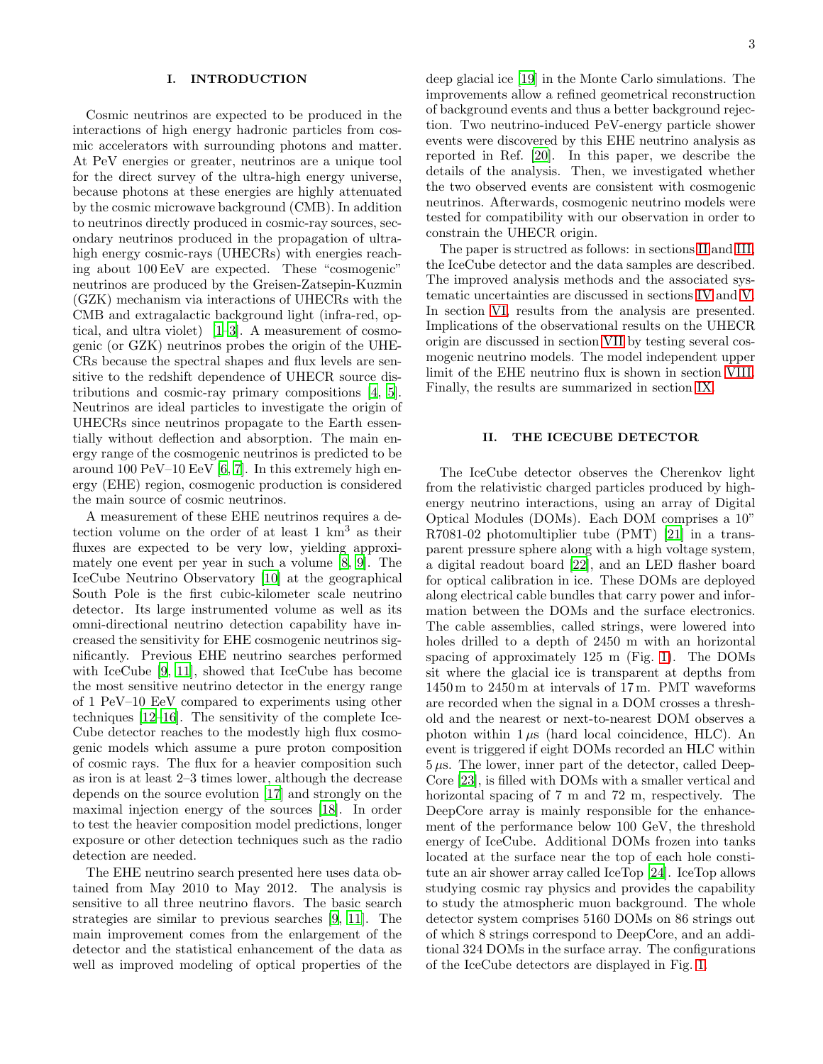## I. INTRODUCTION

Cosmic neutrinos are expected to be produced in the interactions of high energy hadronic particles from cosmic accelerators with surrounding photons and matter. At PeV energies or greater, neutrinos are a unique tool for the direct survey of the ultra-high energy universe, because photons at these energies are highly attenuated by the cosmic microwave background (CMB). In addition to neutrinos directly produced in cosmic-ray sources, secondary neutrinos produced in the propagation of ultra-high energy cosmic-rays (UHECRs) with energies reaching about 100 EeV are expected. These "cosmogenic" neutrinos are produced by the Greisen-Zatsepin-Kuzmin (GZK) mechanism via interactions of UHECRs with the CMB and extragalactic background light (infra-red, optical, and ultra violet) [1–3]. A measurement of cosmogenic (or GZK) neutrinos probes the origin of the UHECRs because the spectral shapes and flux levels are sensitive to the redshift dependence of UHECR source distributions and cosmic-ray primary compositions [4, 5]. Neutrinos are ideal particles to investigate the origin of UHECRs since neutrinos propagate to the Earth essentially without deflection and absorption. The main energy range of the cosmogenic neutrinos is predicted to be around 100 PeV–10 EeV [6, 7]. In this extremely high energy (EHE) region, cosmogenic production is considered the main source of cosmic neutrinos.

A measurement of these EHE neutrinos requires a detection volume on the order of at least 1 km$^3$ as their fluxes are expected to be very low, yielding approximately one event per year in such a volume [8, 9]. The IceCube Neutrino Observatory [10] at the geographical South Pole is the first cubic-kilometer scale neutrino detector. Its large instrumented volume as well as its omni-directional neutrino detection capability have increased the sensitivity for EHE cosmogenic neutrinos significantly. Previous EHE neutrino searches performed with IceCube [9, 11], showed that IceCube has become the most sensitive neutrino detector in the energy range of 1 PeV–10 EeV compared to experiments using other techniques [12–16]. The sensitivity of the complete IceCube detector reaches to the modestly high flux cosmogenic models which assume a pure proton composition of cosmic rays. The flux for a heavier composition such as iron is at least 2–3 times lower, although the decrease depends on the source evolution [17] and strongly on the maximal injection energy of the sources [18]. In order to test the heavier composition model predictions, longer exposure or other detection techniques such as the radio detection are needed.

The EHE neutrino search presented here uses data obtained from May 2010 to May 2012. The analysis is sensitive to all three neutrino flavors. The basic search strategies are similar to previous searches [9, 11]. The main improvement comes from the enlargement of the detector and the statistical enhancement of the data as well as improved modeling of optical properties of the deep glacial ice [19] in the Monte Carlo simulations. The improvements allow a refined geometrical reconstruction of background events and thus a better background rejection. Two neutrino-induced PeV-energy particle shower events were discovered by this EHE neutrino analysis as reported in Ref. [20]. In this paper, we describe the details of the analysis. Then, we investigated whether the two observed events are consistent with cosmogenic neutrinos. Afterwards, cosmogenic neutrino models were tested for compatibility with our observation in order to constrain the UHECR origin.

The paper is structred as follows: in sections II and III, the IceCube detector and the data samples are described. The improved analysis methods and the associated systematic uncertainties are discussed in sections IV and V. In section VI, results from the analysis are presented. Implications of the observational results on the UHECR origin are discussed in section VII by testing several cosmogenic neutrino models. The model independent upper limit of the EHE neutrino flux is shown in section VIII. Finally, the results are summarized in section IX.

## II. THE ICECUBE DETECTOR

The IceCube detector observes the Cherenkov light from the relativistic charged particles produced by high-energy neutrino interactions, using an array of Digital Optical Modules (DOMs). Each DOM comprises a 10" R7081-02 photomultiplier tube (PMT) [21] in a transparent pressure sphere along with a high voltage system, a digital readout board [22], and an LED flasher board for optical calibration in ice. These DOMs are deployed along electrical cable bundles that carry power and information between the DOMs and the surface electronics. The cable assemblies, called strings, were lowered into holes drilled to a depth of 2450 m with an horizontal spacing of approximately 125 m (Fig. 1). The DOMs sit where the glacial ice is transparent at depths from 1450 m to 2450 m at intervals of 17 m. PMT waveforms are recorded when the signal in a DOM crosses a threshold and the nearest or next-to-nearest DOM observes a photon within 1 $\mu$s (hard local coincidence, HLC). An event is triggered if eight DOMs recorded an HLC within 5 $\mu$s. The lower, inner part of the detector, called DeepCore [23], is filled with DOMs with a smaller vertical and horizontal spacing of 7 m and 72 m, respectively. The DeepCore array is mainly responsible for the enhancement of the performance below 100 GeV, the threshold energy of IceCube. Additional DOMs frozen into tanks located at the surface near the top of each hole constitute an air shower array called IceTop [24]. IceTop allows studying cosmic ray physics and provides the capability to study the atmospheric muon background. The whole detector system comprises 5160 DOMs on 86 strings out of which 8 strings correspond to DeepCore, and an additional 324 DOMs in the surface array. The configurations of the IceCube detectors are displayed in Fig. 1.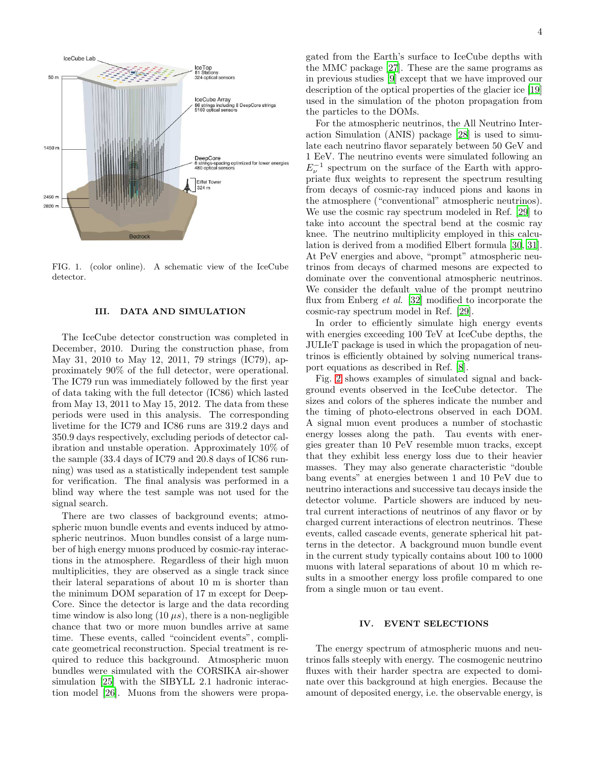FIG. 1. (color online). A schematic view of the IceCube detector.

## III. DATA AND SIMULATION

The IceCube detector construction was completed in December, 2010. During the construction phase, from May 31, 2010 to May 12, 2011, 79 strings (IC79), approximately 90% of the full detector, were operational. The IC79 run was immediately followed by the first year of data taking with the full detector (IC86) which lasted from May 13, 2011 to May 15, 2012. The data from these periods were used in this analysis. The corresponding livetime for the IC79 and IC86 runs are 319.2 days and 350.9 days respectively, excluding periods of detector calibration and unstable operation. Approximately 10% of the sample (33.4 days of IC79 and 20.8 days of IC86 running) was used as a statistically independent test sample for verification. The final analysis was performed in a blind way where the test sample was not used for the signal search.

There are two classes of background events; atmospheric muon bundle events and events induced by atmospheric neutrinos. Muon bundles consist of a large number of high energy muons produced by cosmic-ray interactions in the atmosphere. Regardless of their high muon multiplicities, they are observed as a single track since their lateral separations of about 10 m is shorter than the minimum DOM separation of 17 m except for DeepCore. Since the detector is large and the data recording time window is also long (10 $\mu s$), there is a non-negligible chance that two or more muon bundles arrive at same time. These events, called "coincident events", complicate geometrical reconstruction. Special treatment is required to reduce this background. Atmospheric muon bundles were simulated with the CORSIKA air-shower simulation [25] with the SIBYLL 2.1 hadronic interaction model [26]. Muons from the showers were propagated from the Earth's surface to IceCube depths with the MMC package [27]. These are the same programs as in previous studies [9] except that we have improved our description of the optical properties of the glacier ice [19] used in the simulation of the photon propagation from the particles to the DOMs.

For the atmospheric neutrinos, the All Neutrino Interaction Simulation (ANIS) package [28] is used to simulate each neutrino flavor separately between 50 GeV and 1 EeV. The neutrino events were simulated following an $E_\nu^{-1}$ spectrum on the surface of the Earth with appropriate flux weights to represent the spectrum resulting from decays of cosmic-ray induced pions and kaons in the atmosphere ("conventional" atmospheric neutrinos). We use the cosmic ray spectrum modeled in Ref. [29] to take into account the spectral bend at the cosmic ray knee. The neutrino multiplicity employed in this calculation is derived from a modified Elbert formula [30, 31]. At PeV energies and above, "prompt" atmospheric neutrinos from decays of charmed mesons are expected to dominate over the conventional atmospheric neutrinos. We consider the default value of the prompt neutrino flux from Enberg *et al.* [32] modified to incorporate the cosmic-ray spectrum model in Ref. [29].

In order to efficiently simulate high energy events with energies exceeding 100 TeV at IceCube depths, the JULIeT package is used in which the propagation of neutrinos is efficiently obtained by solving numerical transport equations as described in Ref. [8].

Fig. 2 shows examples of simulated signal and background events observed in the IceCube detector. The sizes and colors of the spheres indicate the number and the timing of photo-electrons observed in each DOM. A signal muon event produces a number of stochastic energy losses along the path. Tau events with energies greater than 10 PeV resemble muon tracks, except that they exhibit less energy loss due to their heavier masses. They may also generate characteristic "double bang events" at energies between 1 and 10 PeV due to neutrino interactions and successive tau decays inside the detector volume. Particle showers are induced by neutral current interactions of neutrinos of any flavor or by charged current interactions of electron neutrinos. These events, called cascade events, generate spherical hit patterns in the detector. A background muon bundle event in the current study typically contains about 100 to 1000 muons with lateral separations of about 10 m which results in a smoother energy loss profile compared to one from a single muon or tau event.

## IV. EVENT SELECTIONS

The energy spectrum of atmospheric muons and neutrinos falls steeply with energy. The cosmogenic neutrino fluxes with their harder spectra are expected to dominate over this background at high energies. Because the amount of deposited energy, i.e. the observable energy, is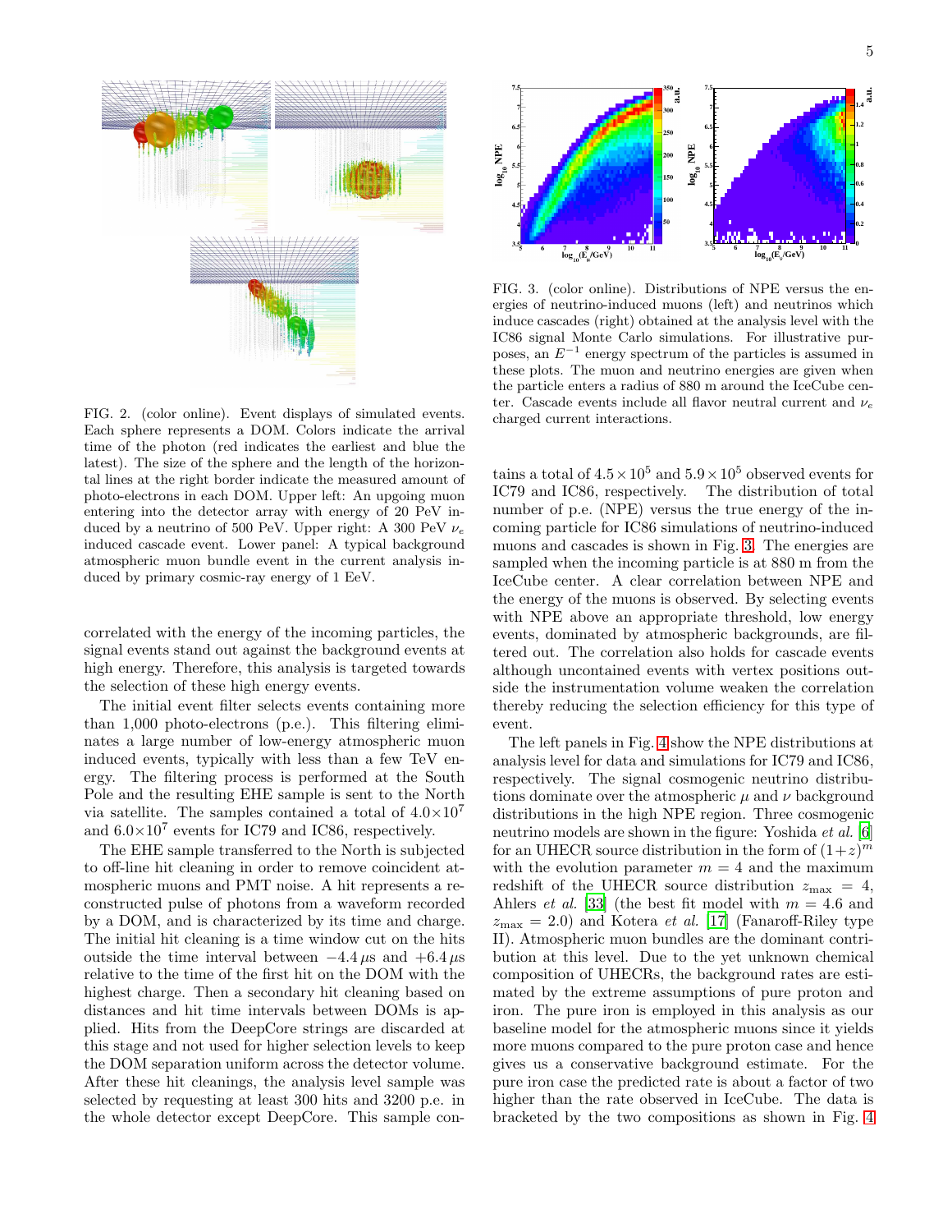FIG. 2. (color online). Event displays of simulated events. Each sphere represents a DOM. Colors indicate the arrival time of the photon (red indicates the earliest and blue the latest). The size of the sphere and the length of the horizontal lines at the right border indicate the measured amount of photo-electrons in each DOM. Upper left: An upgoing muon entering into the detector array with energy of 20 PeV induced by a neutrino of 500 PeV. Upper right: A 300 PeV $\nu_e$ induced cascade event. Lower panel: A typical background atmospheric muon bundle event in the current analysis induced by primary cosmic-ray energy of 1 EeV.

correlated with the energy of the incoming particles, the signal events stand out against the background events at high energy. Therefore, this analysis is targeted towards the selection of these high energy events.

The initial event filter selects events containing more than 1,000 photo-electrons (p.e.). This filtering eliminates a large number of low-energy atmospheric muon induced events, typically with less than a few TeV energy. The filtering process is performed at the South Pole and the resulting EHE sample is sent to the North via satellite. The samples contained a total of $4.0\times10^7$ and $6.0\times10^7$ events for IC79 and IC86, respectively.

The EHE sample transferred to the North is subjected to off-line hit cleaning in order to remove coincident atmospheric muons and PMT noise. A hit represents a reconstructed pulse of photons from a waveform recorded by a DOM, and is characterized by its time and charge. The initial hit cleaning is a time window cut on the hits outside the time interval between $-4.4\,\mu$s and $+6.4\,\mu$s relative to the time of the first hit on the DOM with the highest charge. Then a secondary hit cleaning based on distances and hit time intervals between DOMs is applied. Hits from the DeepCore strings are discarded at this stage and not used for higher selection levels to keep the DOM separation uniform across the detector volume. After these hit cleanings, the analysis level sample was selected by requesting at least 300 hits and 3200 p.e. in the whole detector except DeepCore. This sample contains a total of $4.5\times10^5$ and $5.9\times10^5$ observed events for IC79 and IC86, respectively. The distribution of total number of p.e. (NPE) versus the true energy of the incoming particle for IC86 simulations of neutrino-induced muons and cascades is shown in Fig. 3. The energies are sampled when the incoming particle is at 880 m from the IceCube center. A clear correlation between NPE and the energy of the muons is observed. By selecting events with NPE above an appropriate threshold, low energy events, dominated by atmospheric backgrounds, are filtered out. The correlation also holds for cascade events although uncontained events with vertex positions outside the instrumentation volume weaken the correlation thereby reducing the selection efficiency for this type of event.

FIG. 3. (color online). Distributions of NPE versus the energies of neutrino-induced muons (left) and neutrinos which induce cascades (right) obtained at the analysis level with the IC86 signal Monte Carlo simulations. For illustrative purposes, an $E^{-1}$ energy spectrum of the particles is assumed in these plots. The muon and neutrino energies are given when the particle enters a radius of 880 m around the IceCube center. Cascade events include all flavor neutral current and $\nu_e$ charged current interactions.

The left panels in Fig. 4 show the NPE distributions at analysis level for data and simulations for IC79 and IC86, respectively. The signal cosmogenic neutrino distributions dominate over the atmospheric $\mu$ and $\nu$ background distributions in the high NPE region. Three cosmogenic neutrino models are shown in the figure: Yoshida *et al.* [6] for an UHECR source distribution in the form of $(1+z)^m$ with the evolution parameter $m = 4$ and the maximum redshift of the UHECR source distribution $z_{\rm max} = 4$, Ahlers *et al.* [33] (the best fit model with $m = 4.6$ and $z_{\rm max} = 2.0$) and Kotera *et al.* [17] (Fanaroff-Riley type II). Atmospheric muon bundles are the dominant contribution at this level. Due to the yet unknown chemical composition of UHECRs, the background rates are estimated by the extreme assumptions of pure proton and iron. The pure iron is employed in this analysis as our baseline model for the atmospheric muons since it yields more muons compared to the pure proton case and hence gives us a conservative background estimate. For the pure iron case the predicted rate is about a factor of two higher than the rate observed in IceCube. The data is bracketed by the two compositions as shown in Fig. 4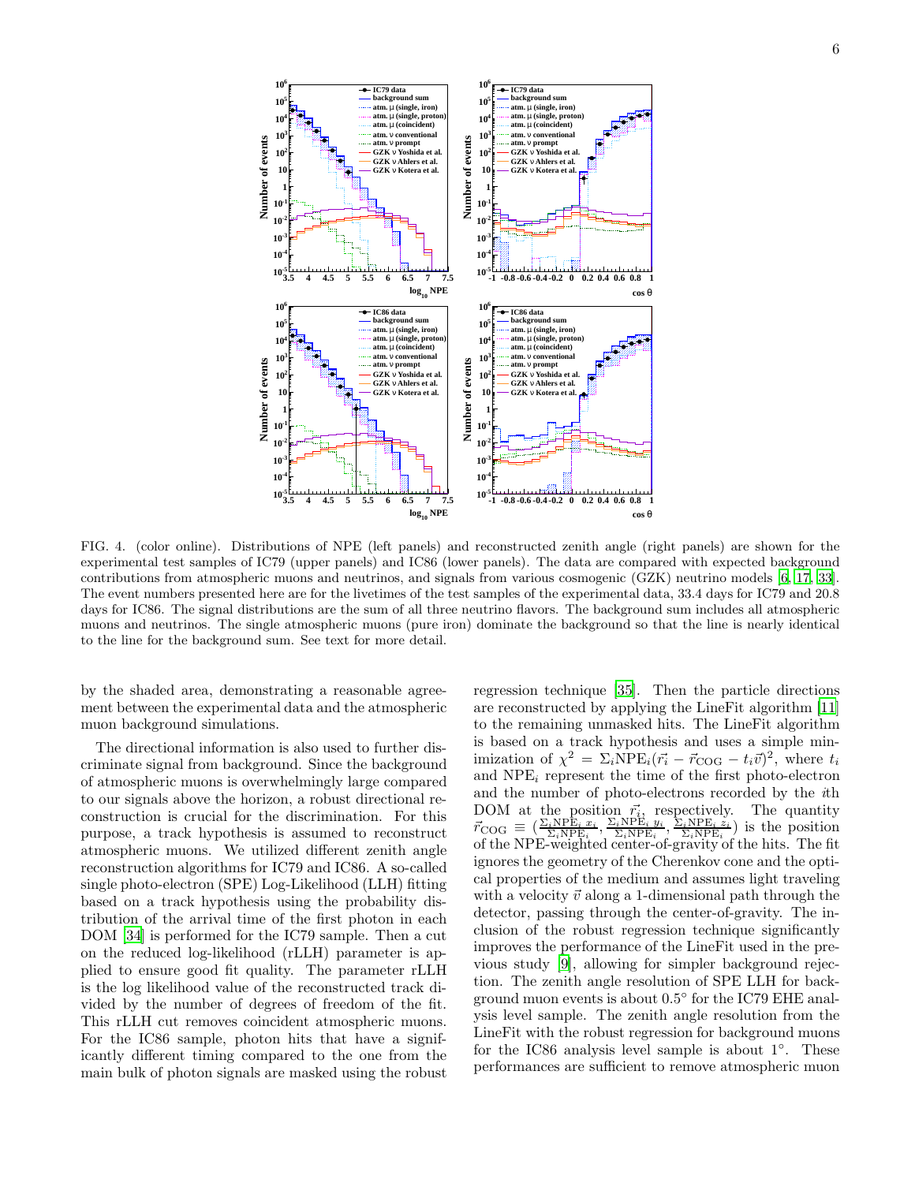FIG. 4. (color online). Distributions of NPE (left panels) and reconstructed zenith angle (right panels) are shown for the experimental test samples of IC79 (upper panels) and IC86 (lower panels). The data are compared with expected background contributions from atmospheric muons and neutrinos, and signals from various cosmogenic (GZK) neutrino models [6, 17, 33]. The event numbers presented here are for the livetimes of the test samples of the experimental data, 33.4 days for IC79 and 20.8 days for IC86. The signal distributions are the sum of all three neutrino flavors. The background sum includes all atmospheric muons and neutrinos. The single atmospheric muons (pure iron) dominate the background so that the line is nearly identical to the line for the background sum. See text for more detail.

by the shaded area, demonstrating a reasonable agreement between the experimental data and the atmospheric muon background simulations.

The directional information is also used to further discriminate signal from background. Since the background of atmospheric muons is overwhelmingly large compared to our signals above the horizon, a robust directional reconstruction is crucial for the discrimination. For this purpose, a track hypothesis is assumed to reconstruct atmospheric muons. We utilized different zenith angle reconstruction algorithms for IC79 and IC86. A so-called single photo-electron (SPE) Log-Likelihood (LLH) fitting based on a track hypothesis using the probability distribution of the arrival time of the first photon in each DOM [34] is performed for the IC79 sample. Then a cut on the reduced log-likelihood (rLLH) parameter is applied to ensure good fit quality. The parameter rLLH is the log likelihood value of the reconstructed track divided by the number of degrees of freedom of the fit. This rLLH cut removes coincident atmospheric muons. For the IC86 sample, photon hits that have a significantly different timing compared to the one from the main bulk of photon signals are masked using the robust regression technique [35]. Then the particle directions are reconstructed by applying the LineFit algorithm [11] to the remaining unmasked hits. The LineFit algorithm is based on a track hypothesis and uses a simple minimization of $\chi^2 = \Sigma_i \mathrm{NPE}_i (\vec{r_i} - \vec{r}_{\mathrm{COG}} - t_i \vec{v})^2$, where $t_i$ and $\mathrm{NPE}_i$ represent the time of the first photo-electron and the number of photo-electrons recorded by the $i$th DOM at the position $\vec{r_i}$, respectively. The quantity $\vec{r}_{\mathrm{COG}} \equiv (\frac{\Sigma_i \mathrm{NPE}_i\, x_i}{\Sigma_i \mathrm{NPE}_i}, \frac{\Sigma_i \mathrm{NPE}_i\, y_i}{\Sigma_i \mathrm{NPE}_i}, \frac{\Sigma_i \mathrm{NPE}_i\, z_i}{\Sigma_i \mathrm{NPE}_i})$ is the position of the NPE-weighted center-of-gravity of the hits. The fit ignores the geometry of the Cherenkov cone and the optical properties of the medium and assumes light traveling with a velocity $\vec{v}$ along a 1-dimensional path through the detector, passing through the center-of-gravity. The inclusion of the robust regression technique significantly improves the performance of the LineFit used in the previous study [9], allowing for simpler background rejection. The zenith angle resolution of SPE LLH for background muon events is about 0.5° for the IC79 EHE analysis level sample. The zenith angle resolution from the LineFit with the robust regression for background muons for the IC86 analysis level sample is about 1°. These performances are sufficient to remove atmospheric muon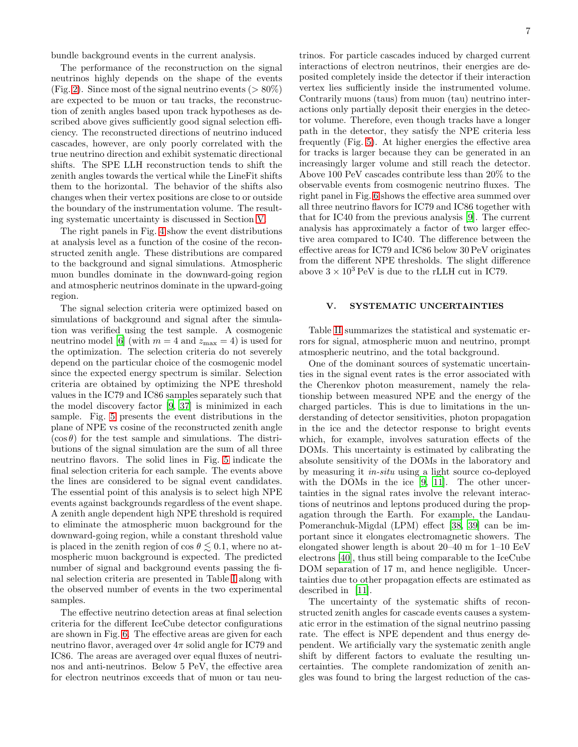bundle background events in the current analysis.

The performance of the reconstruction on the signal neutrinos highly depends on the shape of the events (Fig. 2). Since most of the signal neutrino events ($> 80\%$) are expected to be muon or tau tracks, the reconstruction of zenith angles based upon track hypotheses as described above gives sufficiently good signal selection efficiency. The reconstructed directions of neutrino induced cascades, however, are only poorly correlated with the true neutrino direction and exhibit systematic directional shifts. The SPE LLH reconstruction tends to shift the zenith angles towards the vertical while the LineFit shifts them to the horizontal. The behavior of the shifts also changes when their vertex positions are close to or outside the boundary of the instrumentation volume. The resulting systematic uncertainty is discussed in Section V.

The right panels in Fig. 4 show the event distributions at analysis level as a function of the cosine of the reconstructed zenith angle. These distributions are compared to the background and signal simulations. Atmospheric muon bundles dominate in the downward-going region and atmospheric neutrinos dominate in the upward-going region.

The signal selection criteria were optimized based on simulations of background and signal after the simulation was verified using the test sample. A cosmogenic neutrino model [6] (with $m = 4$ and $z_{\rm max} = 4$) is used for the optimization. The selection criteria do not severely depend on the particular choice of the cosmogenic model since the expected energy spectrum is similar. Selection criteria are obtained by optimizing the NPE threshold values in the IC79 and IC86 samples separately such that the model discovery factor [9, 37] is minimized in each sample. Fig. 5 presents the event distributions in the plane of NPE vs cosine of the reconstructed zenith angle ($\cos\theta$) for the test sample and simulations. The distributions of the signal simulation are the sum of all three neutrino flavors. The solid lines in Fig. 5 indicate the final selection criteria for each sample. The events above the lines are considered to be signal event candidates. The essential point of this analysis is to select high NPE events against backgrounds regardless of the event shape. A zenith angle dependent high NPE threshold is required to eliminate the atmospheric muon background for the downward-going region, while a constant threshold value is placed in the zenith region of $\cos\theta \lesssim 0.1$, where no atmospheric muon background is expected. The predicted number of signal and background events passing the final selection criteria are presented in Table I along with the observed number of events in the two experimental samples.

The effective neutrino detection areas at final selection criteria for the different IceCube detector configurations are shown in Fig. 6. The effective areas are given for each neutrino flavor, averaged over $4\pi$ solid angle for IC79 and IC86. The areas are averaged over equal fluxes of neutrinos and anti-neutrinos. Below 5 PeV, the effective area for electron neutrinos exceeds that of muon or tau neutrinos. For particle cascades induced by charged current interactions of electron neutrinos, their energies are deposited completely inside the detector if their interaction vertex lies sufficiently inside the instrumented volume. Contrarily muons (taus) from muon (tau) neutrino interactions only partially deposit their energies in the detector volume. Therefore, even though tracks have a longer path in the detector, they satisfy the NPE criteria less frequently (Fig. 5). At higher energies the effective area for tracks is larger because they can be generated in an increasingly larger volume and still reach the detector. Above 100 PeV cascades contribute less than 20% to the observable events from cosmogenic neutrino fluxes. The right panel in Fig. 6 shows the effective area summed over all three neutrino flavors for IC79 and IC86 together with that for IC40 from the previous analysis [9]. The current analysis has approximately a factor of two larger effective area compared to IC40. The difference between the effective areas for IC79 and IC86 below 30 PeV originates from the different NPE thresholds. The slight difference above $3 \times 10^3$ PeV is due to the rLLH cut in IC79.

## V. SYSTEMATIC UNCERTAINTIES

Table II summarizes the statistical and systematic errors for signal, atmospheric muon and neutrino, prompt atmospheric neutrino, and the total background.

One of the dominant sources of systematic uncertainties in the signal event rates is the error associated with the Cherenkov photon measurement, namely the relationship between measured NPE and the energy of the charged particles. This is due to limitations in the understanding of detector sensitivities, photon propagation in the ice and the detector response to bright events which, for example, involves saturation effects of the DOMs. This uncertainty is estimated by calibrating the absolute sensitivity of the DOMs in the laboratory and by measuring it *in-situ* using a light source co-deployed with the DOMs in the ice [9, 11]. The other uncertainties in the signal rates involve the relevant interactions of neutrinos and leptons produced during the propagation through the Earth. For example, the Landau-Pomeranchuk-Migdal (LPM) effect [38, 39] can be important since it elongates electromagnetic showers. The elongated shower length is about 20–40 m for 1–10 EeV electrons [40], thus still being comparable to the IceCube DOM separation of 17 m, and hence negligible. Uncertainties due to other propagation effects are estimated as described in [11].

The uncertainty of the systematic shifts of reconstructed zenith angles for cascade events causes a systematic error in the estimation of the signal neutrino passing rate. The effect is NPE dependent and thus energy dependent. We artificially vary the systematic zenith angle shift by different factors to evaluate the resulting uncertainties. The complete randomization of zenith angles was found to bring the largest reduction of the cas-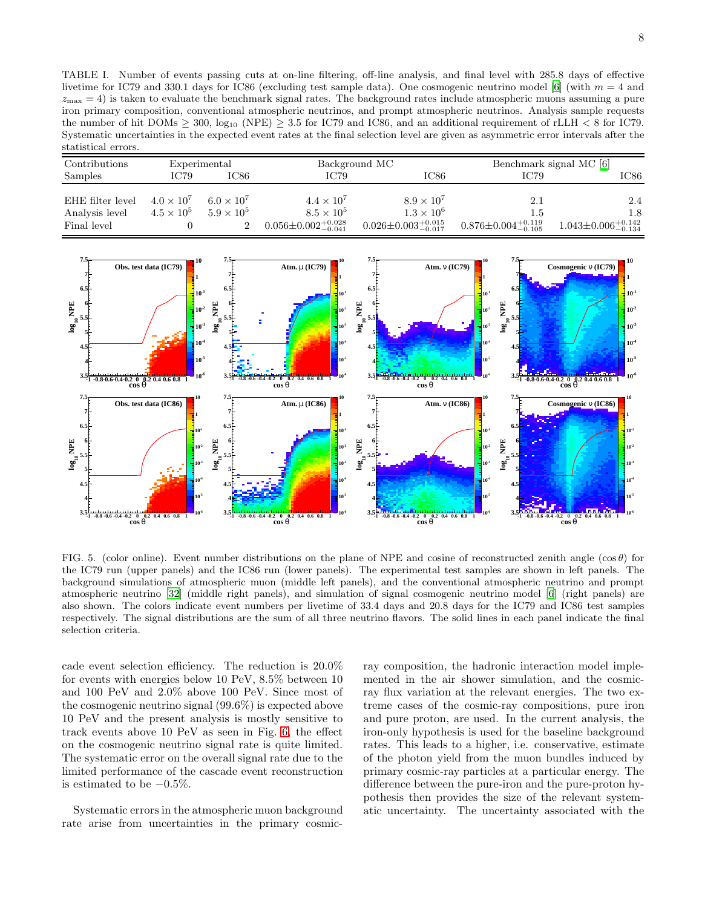TABLE I. Number of events passing cuts at on-line filtering, off-line analysis, and final level with 285.8 days of effective livetime for IC79 and 330.1 days for IC86 (excluding test sample data). One cosmogenic neutrino model [6] (with $m = 4$ and $z_{\max} = 4$) is taken to evaluate the benchmark signal rates. The background rates include atmospheric muons assuming a pure iron primary composition, conventional atmospheric neutrinos, and prompt atmospheric neutrinos. Analysis sample requests the number of hit DOMs $\geq 300$, $\log_{10}$ (NPE) $\geq 3.5$ for IC79 and IC86, and an additional requirement of rLLH $< 8$ for IC79. Systematic uncertainties in the expected event rates at the final selection level are given as asymmetric error intervals after the statistical errors.

| Contributions | Experimental | | Background MC | | Benchmark signal MC [6] | |
|---|---|---|---|---|---|---|
| Samples | IC79 | IC86 | IC79 | IC86 | IC79 | IC86 |
| EHE filter level | $4.0 \times 10^7$ | $6.0 \times 10^7$ | $4.4 \times 10^7$ | $8.9 \times 10^7$ | 2.1 | 2.4 |
| Analysis level | $4.5 \times 10^5$ | $5.9 \times 10^5$ | $8.5 \times 10^5$ | $1.3 \times 10^6$ | 1.5 | 1.8 |
| Final level | 0 | 2 | $0.056 \pm 0.002^{+0.028}_{-0.041}$ | $0.026 \pm 0.003^{+0.015}_{-0.017}$ | $0.876 \pm 0.004^{+0.119}_{-0.105}$ | $1.043 \pm 0.006^{+0.142}_{-0.134}$ |

FIG. 5. (color online). Event number distributions on the plane of NPE and cosine of reconstructed zenith angle ($\cos\theta$) for the IC79 run (upper panels) and the IC86 run (lower panels). The experimental test samples are shown in left panels. The background simulations of atmospheric muon (middle left panels), and the conventional atmospheric neutrino and prompt atmospheric neutrino [32] (middle right panels), and simulation of signal cosmogenic neutrino model [6] (right panels) are also shown. The colors indicate event numbers per livetime of 33.4 days and 20.8 days for the IC79 and IC86 test samples respectively. The signal distributions are the sum of all three neutrino flavors. The solid lines in each panel indicate the final selection criteria.

cade event selection efficiency. The reduction is 20.0% for events with energies below 10 PeV, 8.5% between 10 and 100 PeV and 2.0% above 100 PeV. Since most of the cosmogenic neutrino signal (99.6%) is expected above 10 PeV and the present analysis is mostly sensitive to track events above 10 PeV as seen in Fig. 6, the effect on the cosmogenic neutrino signal rate is quite limited. The systematic error on the overall signal rate due to the limited performance of the cascade event reconstruction is estimated to be $-0.5$%.

Systematic errors in the atmospheric muon background rate arise from uncertainties in the primary cosmic-ray composition, the hadronic interaction model implemented in the air shower simulation, and the cosmic-ray flux variation at the relevant energies. The two extreme cases of the cosmic-ray compositions, pure iron and pure proton, are used. In the current analysis, the iron-only hypothesis is used for the baseline background rates. This leads to a higher, i.e. conservative, estimate of the photon yield from the muon bundles induced by primary cosmic-ray particles at a particular energy. The difference between the pure-iron and the pure-proton hypothesis then provides the size of the relevant systematic uncertainty. The uncertainty associated with the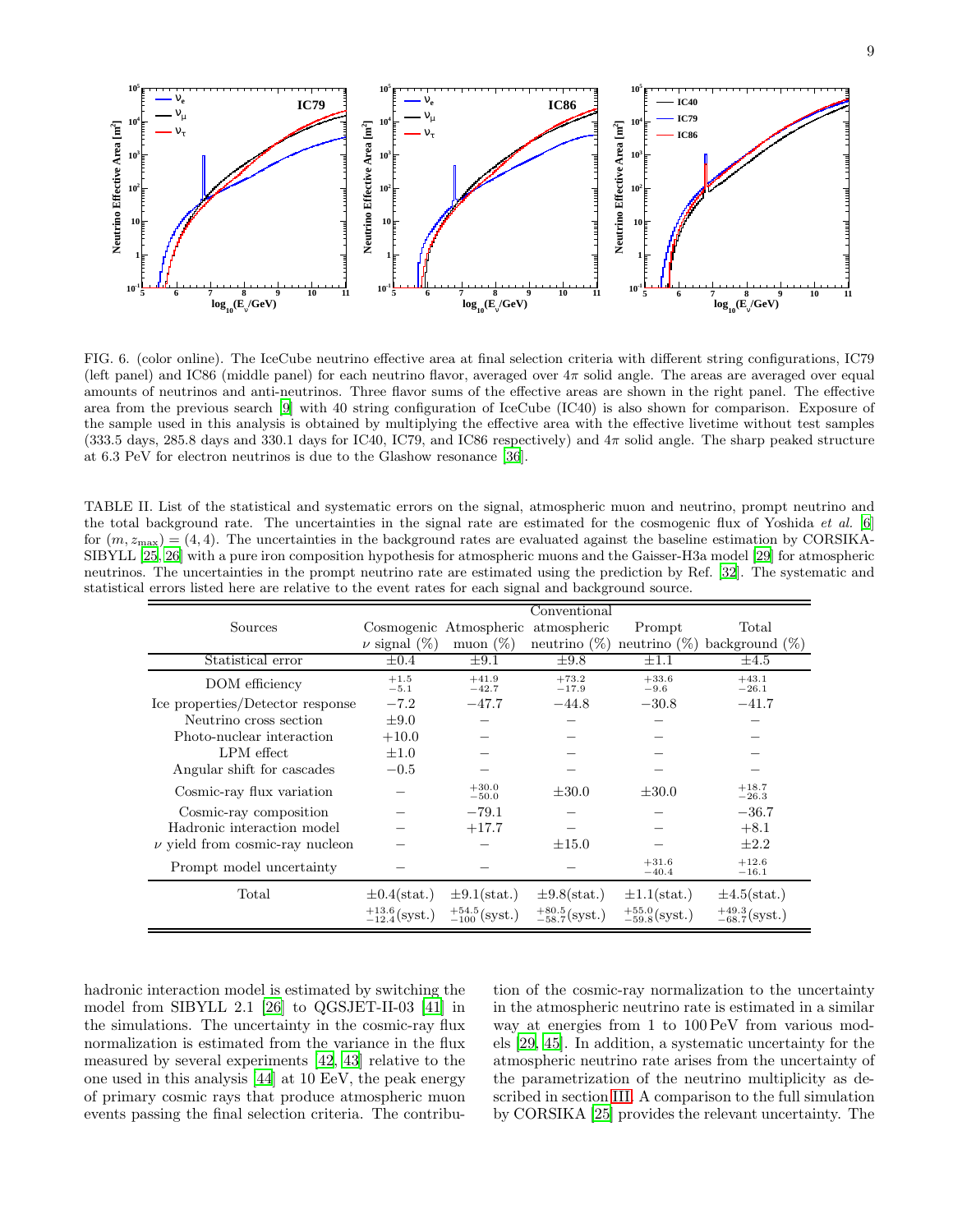FIG. 6. (color online). The IceCube neutrino effective area at final selection criteria with different string configurations, IC79 (left panel) and IC86 (middle panel) for each neutrino flavor, averaged over $4\pi$ solid angle. The areas are averaged over equal amounts of neutrinos and anti-neutrinos. Three flavor sums of the effective areas are shown in the right panel. The effective area from the previous search [9] with 40 string configuration of IceCube (IC40) is also shown for comparison. Exposure of the sample used in this analysis is obtained by multiplying the effective area with the effective livetime without test samples (333.5 days, 285.8 days and 330.1 days for IC40, IC79, and IC86 respectively) and $4\pi$ solid angle. The sharp peaked structure at 6.3 PeV for electron neutrinos is due to the Glashow resonance [36].

TABLE II. List of the statistical and systematic errors on the signal, atmospheric muon and neutrino, prompt neutrino and the total background rate. The uncertainties in the signal rate are estimated for the cosmogenic flux of Yoshida *et al.* [6] for $(m, z_{\max}) = (4, 4)$. The uncertainties in the background rates are evaluated against the baseline estimation by CORSIKA-SIBYLL [25, 26] with a pure iron composition hypothesis for atmospheric muons and the Gaisser-H3a model [29] for atmospheric neutrinos. The uncertainties in the prompt neutrino rate are estimated using the prediction by Ref. [32]. The systematic and statistical errors listed here are relative to the event rates for each signal and background source.

| Sources | Cosmogenic $\nu$ signal (%) | Atmospheric muon (%) | Conventional atmospheric neutrino (%) | Prompt neutrino (%) | Total background (%) |
|---|---|---|---|---|---|
| Statistical error | $\pm0.4$ | $\pm9.1$ | $\pm9.8$ | $\pm1.1$ | $\pm4.5$ |
| DOM efficiency | $^{+1.5}_{-5.1}$ | $^{+41.9}_{-42.7}$ | $^{+73.2}_{-17.9}$ | $^{+33.6}_{-9.6}$ | $^{+43.1}_{-26.1}$ |
| Ice properties/Detector response | $-7.2$ | $-47.7$ | $-44.8$ | $-30.8$ | $-41.7$ |
| Neutrino cross section | $\pm9.0$ | – | – | – | – |
| Photo-nuclear interaction | $+10.0$ | – | – | – | – |
| LPM effect | $\pm1.0$ | – | – | – | – |
| Angular shift for cascades | $-0.5$ | – | – | – | – |
| Cosmic-ray flux variation | – | $^{+30.0}_{-50.0}$ | $\pm30.0$ | $\pm30.0$ | $^{+18.7}_{-26.3}$ |
| Cosmic-ray composition | – | $-79.1$ | – | – | $-36.7$ |
| Hadronic interaction model | – | $+17.7$ | – | – | $+8.1$ |
| $\nu$ yield from cosmic-ray nucleon | – | – | $\pm15.0$ | – | $\pm2.2$ |
| Prompt model uncertainty | – | – | – | $^{+31.6}_{-40.4}$ | $^{+12.6}_{-16.1}$ |
| Total | $\pm0.4$(stat.) $^{+13.6}_{-12.4}$(syst.) | $\pm9.1$(stat.) $^{+54.5}_{-100}$(syst.) | $\pm9.8$(stat.) $^{+80.5}_{-58.7}$(syst.) | $\pm1.1$(stat.) $^{+55.0}_{-59.8}$(syst.) | $\pm4.5$(stat.) $^{+49.3}_{-68.7}$(syst.) |

hadronic interaction model is estimated by switching the model from SIBYLL 2.1 [26] to QGSJET-II-03 [41] in the simulations. The uncertainty in the cosmic-ray flux normalization is estimated from the variance in the flux measured by several experiments [42, 43] relative to the one used in this analysis [44] at 10 EeV, the peak energy of primary cosmic rays that produce atmospheric muon events passing the final selection criteria. The contribution of the cosmic-ray normalization to the uncertainty in the atmospheric neutrino rate is estimated in a similar way at energies from 1 to 100 PeV from various models [29, 45]. In addition, a systematic uncertainty for the atmospheric neutrino rate arises from the uncertainty of the parametrization of the neutrino multiplicity as described in section III. A comparison to the full simulation by CORSIKA [25] provides the relevant uncertainty. The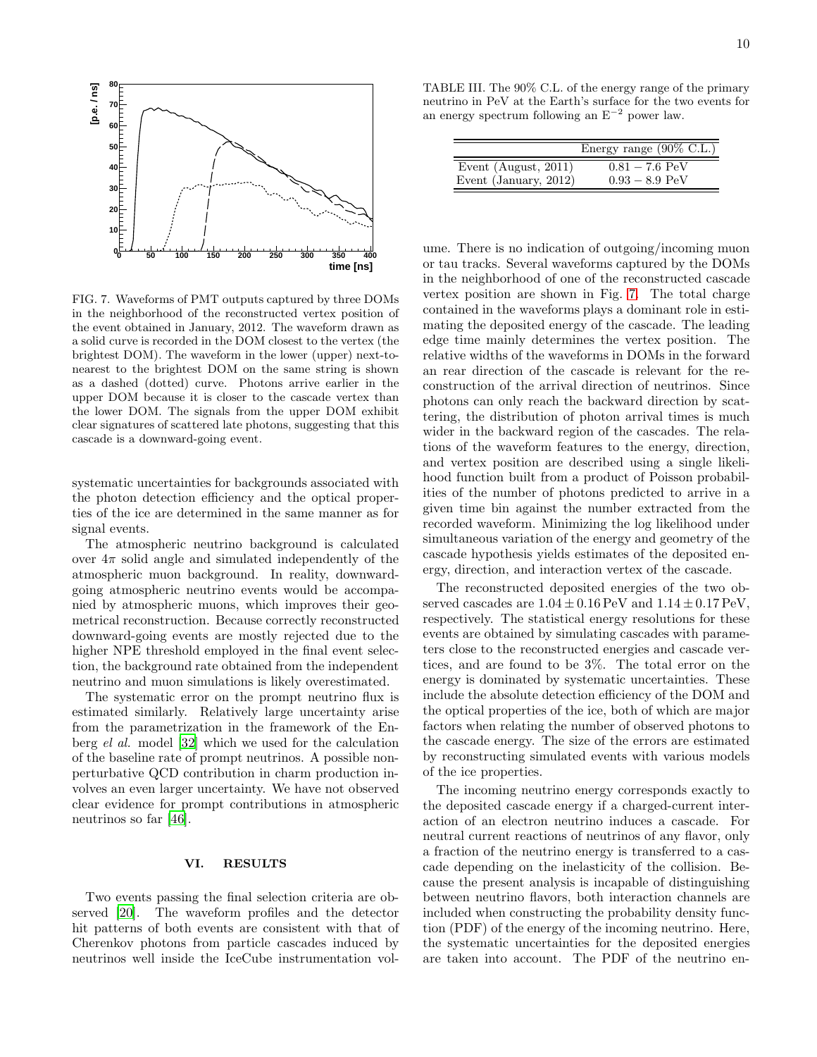FIG. 7. Waveforms of PMT outputs captured by three DOMs in the neighborhood of the reconstructed vertex position of the event obtained in January, 2012. The waveform drawn as a solid curve is recorded in the DOM closest to the vertex (the brightest DOM). The waveform in the lower (upper) next-to-nearest to the brightest DOM on the same string is shown as a dashed (dotted) curve. Photons arrive earlier in the upper DOM because it is closer to the cascade vertex than the lower DOM. The signals from the upper DOM exhibit clear signatures of scattered late photons, suggesting that this cascade is a downward-going event.

systematic uncertainties for backgrounds associated with the photon detection efficiency and the optical properties of the ice are determined in the same manner as for signal events.

The atmospheric neutrino background is calculated over $4\pi$ solid angle and simulated independently of the atmospheric muon background. In reality, downward-going atmospheric neutrino events would be accompanied by atmospheric muons, which improves their geometrical reconstruction. Because correctly reconstructed downward-going events are mostly rejected due to the higher NPE threshold employed in the final event selection, the background rate obtained from the independent neutrino and muon simulations is likely overestimated.

The systematic error on the prompt neutrino flux is estimated similarly. Relatively large uncertainty arise from the parametrization in the framework of the Enberg *el al.* model [32] which we used for the calculation of the baseline rate of prompt neutrinos. A possible non-perturbative QCD contribution in charm production involves an even larger uncertainty. We have not observed clear evidence for prompt contributions in atmospheric neutrinos so far [46].

## VI. RESULTS

Two events passing the final selection criteria are observed [20]. The waveform profiles and the detector hit patterns of both events are consistent with that of Cherenkov photons from particle cascades induced by neutrinos well inside the IceCube instrumentation volume. There is no indication of outgoing/incoming muon or tau tracks. Several waveforms captured by the DOMs in the neighborhood of one of the reconstructed cascade vertex position are shown in Fig. 7. The total charge contained in the waveforms plays a dominant role in estimating the deposited energy of the cascade. The leading edge time mainly determines the vertex position. The relative widths of the waveforms in DOMs in the forward an rear direction of the cascade is relevant for the reconstruction of the arrival direction of neutrinos. Since photons can only reach the backward direction by scattering, the distribution of photon arrival times is much wider in the backward region of the cascades. The relations of the waveform features to the energy, direction, and vertex position are described using a single likelihood function built from a product of Poisson probabilities of the number of photons predicted to arrive in a given time bin against the number extracted from the recorded waveform. Minimizing the log likelihood under simultaneous variation of the energy and geometry of the cascade hypothesis yields estimates of the deposited energy, direction, and interaction vertex of the cascade.

TABLE III. The 90% C.L. of the energy range of the primary neutrino in PeV at the Earth's surface for the two events for an energy spectrum following an $E^{-2}$ power law.

| | Energy range (90% C.L.) |
|---|---|
| Event (August, 2011) | $0.81 - 7.6$ PeV |
| Event (January, 2012) | $0.93 - 8.9$ PeV |

The reconstructed deposited energies of the two observed cascades are $1.04 \pm 0.16$ PeV and $1.14 \pm 0.17$ PeV, respectively. The statistical energy resolutions for these events are obtained by simulating cascades with parameters close to the reconstructed energies and cascade vertices, and are found to be 3%. The total error on the energy is dominated by systematic uncertainties. These include the absolute detection efficiency of the DOM and the optical properties of the ice, both of which are major factors when relating the number of observed photons to the cascade energy. The size of the errors are estimated by reconstructing simulated events with various models of the ice properties.

The incoming neutrino energy corresponds exactly to the deposited cascade energy if a charged-current interaction of an electron neutrino induces a cascade. For neutral current reactions of neutrinos of any flavor, only a fraction of the neutrino energy is transferred to a cascade depending on the inelasticity of the collision. Because the present analysis is incapable of distinguishing between neutrino flavors, both interaction channels are included when constructing the probability density function (PDF) of the energy of the incoming neutrino. Here, the systematic uncertainties for the deposited energies are taken into account. The PDF of the neutrino en-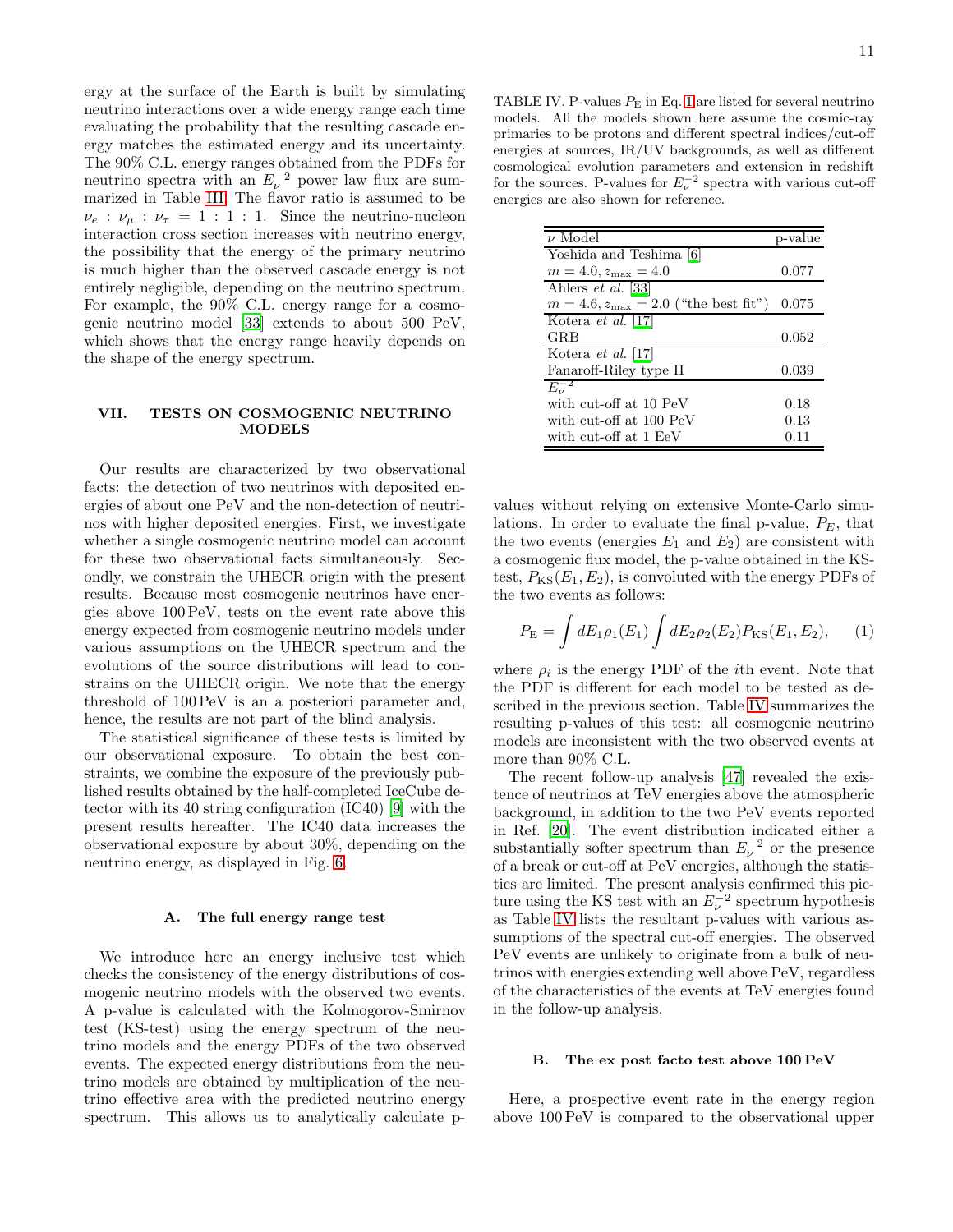ergy at the surface of the Earth is built by simulating neutrino interactions over a wide energy range each time evaluating the probability that the resulting cascade energy matches the estimated energy and its uncertainty. The 90% C.L. energy ranges obtained from the PDFs for neutrino spectra with an $E_\nu^{-2}$ power law flux are summarized in Table III. The flavor ratio is assumed to be $\nu_e : \nu_\mu : \nu_\tau = 1 : 1 : 1$. Since the neutrino-nucleon interaction cross section increases with neutrino energy, the possibility that the energy of the primary neutrino is much higher than the observed cascade energy is not entirely negligible, depending on the neutrino spectrum. For example, the 90% C.L. energy range for a cosmogenic neutrino model [33] extends to about 500 PeV, which shows that the energy range heavily depends on the shape of the energy spectrum.

## VII. TESTS ON COSMOGENIC NEUTRINO MODELS

Our results are characterized by two observational facts: the detection of two neutrinos with deposited energies of about one PeV and the non-detection of neutrinos with higher deposited energies. First, we investigate whether a single cosmogenic neutrino model can account for these two observational facts simultaneously. Secondly, we constrain the UHECR origin with the present results. Because most cosmogenic neutrinos have energies above 100 PeV, tests on the event rate above this energy expected from cosmogenic neutrino models under various assumptions on the UHECR spectrum and the evolutions of the source distributions will lead to constrains on the UHECR origin. We note that the energy threshold of 100 PeV is an a posteriori parameter and, hence, the results are not part of the blind analysis.

The statistical significance of these tests is limited by our observational exposure. To obtain the best constraints, we combine the exposure of the previously published results obtained by the half-completed IceCube detector with its 40 string configuration (IC40) [9] with the present results hereafter. The IC40 data increases the observational exposure by about 30%, depending on the neutrino energy, as displayed in Fig. 6.

### A. The full energy range test

We introduce here an energy inclusive test which checks the consistency of the energy distributions of cosmogenic neutrino models with the observed two events. A p-value is calculated with the Kolmogorov-Smirnov test (KS-test) using the energy spectrum of the neutrino models and the energy PDFs of the two observed events. The expected energy distributions from the neutrino models are obtained by multiplication of the neutrino effective area with the predicted neutrino energy spectrum. This allows us to analytically calculate p-values without relying on extensive Monte-Carlo simulations. In order to evaluate the final p-value, $P_E$, that the two events (energies $E_1$ and $E_2$) are consistent with a cosmogenic flux model, the p-value obtained in the KS-test, $P_{\rm KS}(E_1, E_2)$, is convoluted with the energy PDFs of the two events as follows:

$$P_{\rm E} = \int dE_1 \rho_1(E_1) \int dE_2 \rho_2(E_2) P_{\rm KS}(E_1, E_2), \qquad (1)$$

where $\rho_i$ is the energy PDF of the $i$th event. Note that the PDF is different for each model to be tested as described in the previous section. Table IV summarizes the resulting p-values of this test: all cosmogenic neutrino models are inconsistent with the two observed events at more than 90% C.L.

TABLE IV. P-values $P_{\rm E}$ in Eq. 1 are listed for several neutrino models. All the models shown here assume the cosmic-ray primaries to be protons and different spectral indices/cut-off energies at sources, IR/UV backgrounds, as well as different cosmological evolution parameters and extension in redshift for the sources. P-values for $E_\nu^{-2}$ spectra with various cut-off energies are also shown for reference.

| $\nu$ Model | p-value |
|---|---|
| Yoshida and Teshima [6] | |
| $m = 4.0, z_{\rm max} = 4.0$ | 0.077 |
| Ahlers *et al.* [33] | |
| $m = 4.6, z_{\rm max} = 2.0$ ("the best fit") | 0.075 |
| Kotera *et al.* [17] | |
| GRB | 0.052 |
| Kotera *et al.* [17] | |
| Fanaroff-Riley type II | 0.039 |
| $E_\nu^{-2}$ | |
| with cut-off at 10 PeV | 0.18 |
| with cut-off at 100 PeV | 0.13 |
| with cut-off at 1 EeV | 0.11 |

The recent follow-up analysis [47] revealed the existence of neutrinos at TeV energies above the atmospheric background, in addition to the two PeV events reported in Ref. [20]. The event distribution indicated either a substantially softer spectrum than $E_\nu^{-2}$ or the presence of a break or cut-off at PeV energies, although the statistics are limited. The present analysis confirmed this picture using the KS test with an $E_\nu^{-2}$ spectrum hypothesis as Table IV lists the resultant p-values with various assumptions of the spectral cut-off energies. The observed PeV events are unlikely to originate from a bulk of neutrinos with energies extending well above PeV, regardless of the characteristics of the events at TeV energies found in the follow-up analysis.

### B. The ex post facto test above 100 PeV

Here, a prospective event rate in the energy region above 100 PeV is compared to the observational upper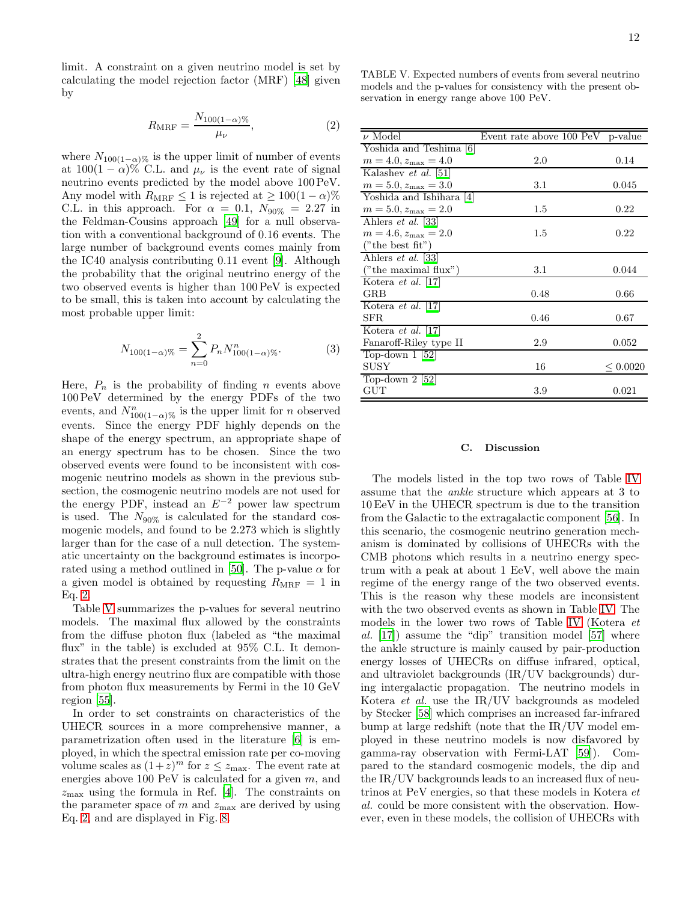limit. A constraint on a given neutrino model is set by calculating the model rejection factor (MRF) [48] given by

$$R_{\rm MRF} = \frac{N_{100(1-\alpha)\%}}{\mu_\nu}, \tag{2}$$

where $N_{100(1-\alpha)\%}$ is the upper limit of number of events at $100(1-\alpha)\%$ C.L. and $\mu_\nu$ is the event rate of signal neutrino events predicted by the model above 100 PeV. Any model with $R_{\rm MRF} \leq 1$ is rejected at $\geq 100(1-\alpha)\%$ C.L. in this approach. For $\alpha = 0.1$, $N_{90\%} = 2.27$ in the Feldman-Cousins approach [49] for a null observation with a conventional background of 0.16 events. The large number of background events comes mainly from the IC40 analysis contributing 0.11 event [9]. Although the probability that the original neutrino energy of the two observed events is higher than 100 PeV is expected to be small, this is taken into account by calculating the most probable upper limit:

$$N_{100(1-\alpha)\%} = \sum_{n=0}^{2} P_n N^n_{100(1-\alpha)\%}. \tag{3}$$

Here, $P_n$ is the probability of finding $n$ events above 100 PeV determined by the energy PDFs of the two events, and $N^n_{100(1-\alpha)\%}$ is the upper limit for $n$ observed events. Since the energy PDF highly depends on the shape of the energy spectrum, an appropriate shape of an energy spectrum has to be chosen. Since the two observed events were found to be inconsistent with cosmogenic neutrino models as shown in the previous subsection, the cosmogenic neutrino models are not used for the energy PDF, instead an $E^{-2}$ power law spectrum is used. The $N_{90\%}$ is calculated for the standard cosmogenic models, and found to be 2.273 which is slightly larger than for the case of a null detection. The systematic uncertainty on the background estimates is incorporated using a method outlined in [50]. The p-value $\alpha$ for a given model is obtained by requesting $R_{\rm MRF} = 1$ in Eq. 2.

Table V summarizes the p-values for several neutrino models. The maximal flux allowed by the constraints from the diffuse photon flux (labeled as "the maximal flux" in the table) is excluded at 95% C.L. It demonstrates that the present constraints from the limit on the ultra-high energy neutrino flux are compatible with those from photon flux measurements by Fermi in the 10 GeV region [55].

In order to set constraints on characteristics of the UHECR sources in a more comprehensive manner, a parametrization often used in the literature [6] is employed, in which the spectral emission rate per co-moving volume scales as $(1+z)^m$ for $z \leq z_{\rm max}$. The event rate at energies above 100 PeV is calculated for a given $m$, and $z_{\rm max}$ using the formula in Ref. [4]. The constraints on the parameter space of $m$ and $z_{\rm max}$ are derived by using Eq. 2, and are displayed in Fig. 8.

TABLE V. Expected numbers of events from several neutrino models and the p-values for consistency with the present observation in energy range above 100 PeV.

| $\nu$ Model | Event rate above 100 PeV | p-value |
|---|---|---|
| Yoshida and Teshima [6] | | |
| $m = 4.0, z_{\rm max} = 4.0$ | 2.0 | 0.14 |
| Kalashev *et al.* [51] | | |
| $m = 5.0, z_{\rm max} = 3.0$ | 3.1 | 0.045 |
| Yoshida and Ishihara [4] | | |
| $m = 5.0, z_{\rm max} = 2.0$ | 1.5 | 0.22 |
| Ahlers *et al.* [33] | | |
| $m = 4.6, z_{\rm max} = 2.0$ ("the best fit") | 1.5 | 0.22 |
| Ahlers *et al.* [33] | | |
| ("the maximal flux") | 3.1 | 0.044 |
| Kotera *et al.* [17] | | |
| GRB | 0.48 | 0.66 |
| Kotera *et al.* [17] | | |
| SFR | 0.46 | 0.67 |
| Kotera *et al.* [17] | | |
| Fanaroff-Riley type II | 2.9 | 0.052 |
| Top-down 1 [52] | | |
| SUSY | 16 | $\leq 0.0020$ |
| Top-down 2 [52] | | |
| GUT | 3.9 | 0.021 |

### C. Discussion

The models listed in the top two rows of Table IV assume that the *ankle* structure which appears at 3 to 10 EeV in the UHECR spectrum is due to the transition from the Galactic to the extragalactic component [56]. In this scenario, the cosmogenic neutrino generation mechanism is dominated by collisions of UHECRs with the CMB photons which results in a neutrino energy spectrum with a peak at about 1 EeV, well above the main regime of the energy range of the two observed events. This is the reason why these models are inconsistent with the observed events as shown in Table IV. The models in the lower two rows of Table IV (Kotera *et al.* [17]) assume the "dip" transition model [57] where the ankle structure is mainly caused by pair-production energy losses of UHECRs on diffuse infrared, optical, and ultraviolet backgrounds (IR/UV backgrounds) during intergalactic propagation. The neutrino models in Kotera *et al.* use the IR/UV backgrounds as modeled by Stecker [58] which comprises an increased far-infrared bump at large redshift (note that the IR/UV model employed in these neutrino models is now disfavored by gamma-ray observation with Fermi-LAT [59]). Compared to the standard cosmogenic models, the dip and the IR/UV backgrounds leads to an increased flux of neutrinos at PeV energies, so that these models in Kotera *et al.* could be more consistent with the observation. However, even in these models, the collision of UHECRs with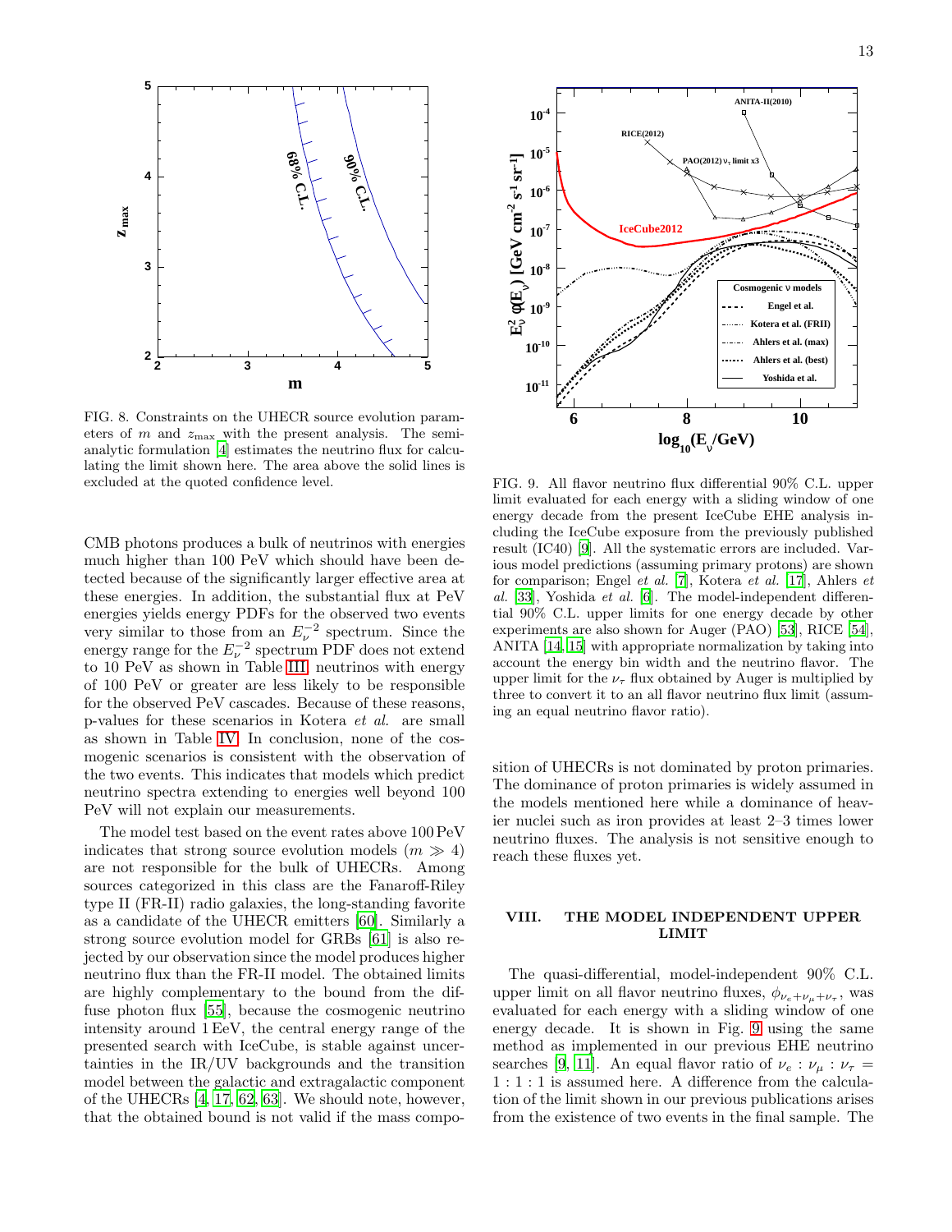FIG. 8. Constraints on the UHECR source evolution parameters of $m$ and $z_{\max}$ with the present analysis. The semi-analytic formulation [4] estimates the neutrino flux for calculating the limit shown here. The area above the solid lines is excluded at the quoted confidence level.

FIG. 9. All flavor neutrino flux differential 90% C.L. upper limit evaluated for each energy with a sliding window of one energy decade from the present IceCube EHE analysis including the IceCube exposure from the previously published result (IC40) [9]. All the systematic errors are included. Various model predictions (assuming primary protons) are shown for comparison; Engel *et al.* [7], Kotera *et al.* [17], Ahlers *et al.* [33], Yoshida *et al.* [6]. The model-independent differential 90% C.L. upper limits for one energy decade by other experiments are also shown for Auger (PAO) [53], RICE [54], ANITA [14, 15] with appropriate normalization by taking into account the energy bin width and the neutrino flavor. The upper limit for the $\nu_\tau$ flux obtained by Auger is multiplied by three to convert it to an all flavor neutrino flux limit (assuming an equal neutrino flavor ratio).

CMB photons produces a bulk of neutrinos with energies much higher than 100 PeV which should have been detected because of the significantly larger effective area at these energies. In addition, the substantial flux at PeV energies yields energy PDFs for the observed two events very similar to those from an $E_\nu^{-2}$ spectrum. Since the energy range for the $E_\nu^{-2}$ spectrum PDF does not extend to 10 PeV as shown in Table III, neutrinos with energy of 100 PeV or greater are less likely to be responsible for the observed PeV cascades. Because of these reasons, p-values for these scenarios in Kotera *et al.* are small as shown in Table IV. In conclusion, none of the cosmogenic scenarios is consistent with the observation of the two events. This indicates that models which predict neutrino spectra extending to energies well beyond 100 PeV will not explain our measurements.

The model test based on the event rates above 100 PeV indicates that strong source evolution models ($m \gg 4$) are not responsible for the bulk of UHECRs. Among sources categorized in this class are the Fanaroff-Riley type II (FR-II) radio galaxies, the long-standing favorite as a candidate of the UHECR emitters [60]. Similarly a strong source evolution model for GRBs [61] is also rejected by our observation since the model produces higher neutrino flux than the FR-II model. The obtained limits are highly complementary to the bound from the diffuse photon flux [55], because the cosmogenic neutrino intensity around 1 EeV, the central energy range of the presented search with IceCube, is stable against uncertainties in the IR/UV backgrounds and the transition model between the galactic and extragalactic component of the UHECRs [4, 17, 62, 63]. We should note, however, that the obtained bound is not valid if the mass composition of UHECRs is not dominated by proton primaries. The dominance of proton primaries is widely assumed in the models mentioned here while a dominance of heavier nuclei such as iron provides at least 2–3 times lower neutrino fluxes. The analysis is not sensitive enough to reach these fluxes yet.

## VIII. THE MODEL INDEPENDENT UPPER LIMIT

The quasi-differential, model-independent 90% C.L. upper limit on all flavor neutrino fluxes, $\phi_{\nu_e+\nu_\mu+\nu_\tau}$, was evaluated for each energy with a sliding window of one energy decade. It is shown in Fig. 9 using the same method as implemented in our previous EHE neutrino searches [9, 11]. An equal flavor ratio of $\nu_e : \nu_\mu : \nu_\tau = 1:1:1$ is assumed here. A difference from the calculation of the limit shown in our previous publications arises from the existence of two events in the final sample. The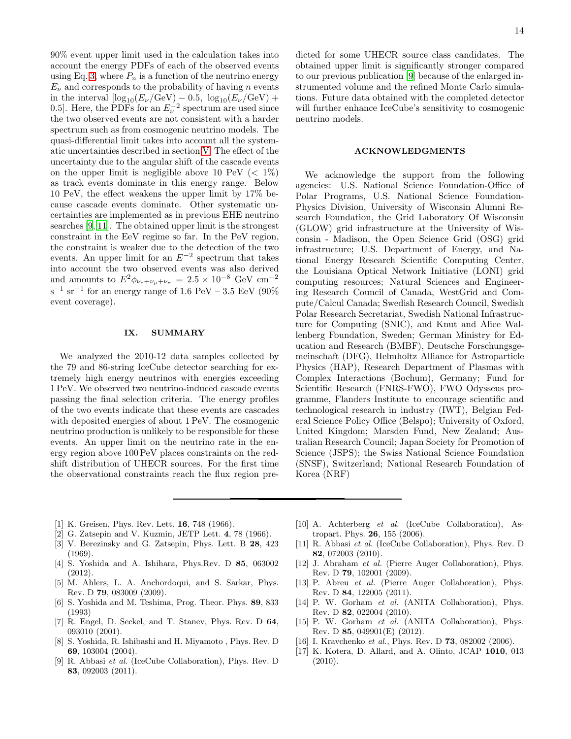90% event upper limit used in the calculation takes into account the energy PDFs of each of the observed events using Eq. 3, where $P_n$ is a function of the neutrino energy $E_\nu$ and corresponds to the probability of having $n$ events in the interval $[\log_{10}(E_\nu/\mathrm{GeV}) - 0.5,\ \log_{10}(E_\nu/\mathrm{GeV}) + 0.5]$. Here, the PDFs for an $E_\nu^{-2}$ spectrum are used since the two observed events are not consistent with a harder spectrum such as from cosmogenic neutrino models. The quasi-differential limit takes into account all the systematic uncertainties described in section V. The effect of the uncertainty due to the angular shift of the cascade events on the upper limit is negligible above 10 PeV ($< 1\%$) as track events dominate in this energy range. Below 10 PeV, the effect weakens the upper limit by 17% because cascade events dominate. Other systematic uncertainties are implemented as in previous EHE neutrino searches [9, 11]. The obtained upper limit is the strongest constraint in the EeV regime so far. In the PeV region, the constraint is weaker due to the detection of the two events. An upper limit for an $E^{-2}$ spectrum that takes into account the two observed events was also derived and amounts to $E^2\phi_{\nu_e+\nu_\mu+\nu_\tau} = 2.5 \times 10^{-8}$ GeV cm$^{-2}$ s$^{-1}$ sr$^{-1}$ for an energy range of 1.6 PeV – 3.5 EeV (90% event coverage).

## IX. SUMMARY

We analyzed the 2010-12 data samples collected by the 79 and 86-string IceCube detector searching for extremely high energy neutrinos with energies exceeding 1 PeV. We observed two neutrino-induced cascade events passing the final selection criteria. The energy profiles of the two events indicate that these events are cascades with deposited energies of about 1 PeV. The cosmogenic neutrino production is unlikely to be responsible for these events. An upper limit on the neutrino rate in the energy region above 100 PeV places constraints on the redshift distribution of UHECR sources. For the first time the observational constraints reach the flux region predicted for some UHECR source class candidates. The obtained upper limit is significantly stronger compared to our previous publication [9] because of the enlarged instrumented volume and the refined Monte Carlo simulations. Future data obtained with the completed detector will further enhance IceCube's sensitivity to cosmogenic neutrino models.

## ACKNOWLEDGMENTS

We acknowledge the support from the following agencies: U.S. National Science Foundation-Office of Polar Programs, U.S. National Science Foundation-Physics Division, University of Wisconsin Alumni Research Foundation, the Grid Laboratory Of Wisconsin (GLOW) grid infrastructure at the University of Wisconsin - Madison, the Open Science Grid (OSG) grid infrastructure; U.S. Department of Energy, and National Energy Research Scientific Computing Center, the Louisiana Optical Network Initiative (LONI) grid computing resources; Natural Sciences and Engineering Research Council of Canada, WestGrid and Compute/Calcul Canada; Swedish Research Council, Swedish Polar Research Secretariat, Swedish National Infrastructure for Computing (SNIC), and Knut and Alice Wallenberg Foundation, Sweden; German Ministry for Education and Research (BMBF), Deutsche Forschungsgemeinschaft (DFG), Helmholtz Alliance for Astroparticle Physics (HAP), Research Department of Plasmas with Complex Interactions (Bochum), Germany; Fund for Scientific Research (FNRS-FWO), FWO Odysseus programme, Flanders Institute to encourage scientific and technological research in industry (IWT), Belgian Federal Science Policy Office (Belspo); University of Oxford, United Kingdom; Marsden Fund, New Zealand; Australian Research Council; Japan Society for Promotion of Science (JSPS); the Swiss National Science Foundation (SNSF), Switzerland; National Research Foundation of Korea (NRF)

---

[1] K. Greisen, Phys. Rev. Lett. **16**, 748 (1966).
[2] G. Zatsepin and V. Kuzmin, JETP Lett. **4**, 78 (1966).
[3] V. Berezinsky and G. Zatsepin, Phys. Lett. B **28**, 423 (1969).
[4] S. Yoshida and A. Ishihara, Phys.Rev. D **85**, 063002 (2012).
[5] M. Ahlers, L. A. Anchordoqui, and S. Sarkar, Phys. Rev. D **79**, 083009 (2009).
[6] S. Yoshida and M. Teshima, Prog. Theor. Phys. **89**, 833 (1993)
[7] R. Engel, D. Seckel, and T. Stanev, Phys. Rev. D **64**, 093010 (2001).
[8] S. Yoshida, R. Ishibashi and H. Miyamoto , Phys. Rev. D **69**, 103004 (2004).
[9] R. Abbasi *et al.* (IceCube Collaboration), Phys. Rev. D **83**, 092003 (2011).
[10] A. Achterberg *et al.* (IceCube Collaboration), Astropart. Phys. **26**, 155 (2006).
[11] R. Abbasi *et al.* (IceCube Collaboration), Phys. Rev. D **82**, 072003 (2010).
[12] J. Abraham *et al.* (Pierre Auger Collaboration), Phys. Rev. D **79**, 102001 (2009).
[13] P. Abreu *et al.* (Pierre Auger Collaboration), Phys. Rev. D **84**, 122005 (2011).
[14] P. W. Gorham *et al.* (ANITA Collaboration), Phys. Rev. D **82**, 022004 (2010).
[15] P. W. Gorham *et al.* (ANITA Collaboration), Phys. Rev. D **85**, 049901(E) (2012).
[16] I. Kravchenko *et al.*, Phys. Rev. D **73**, 082002 (2006).
[17] K. Kotera, D. Allard, and A. Olinto, JCAP **1010**, 013 (2010).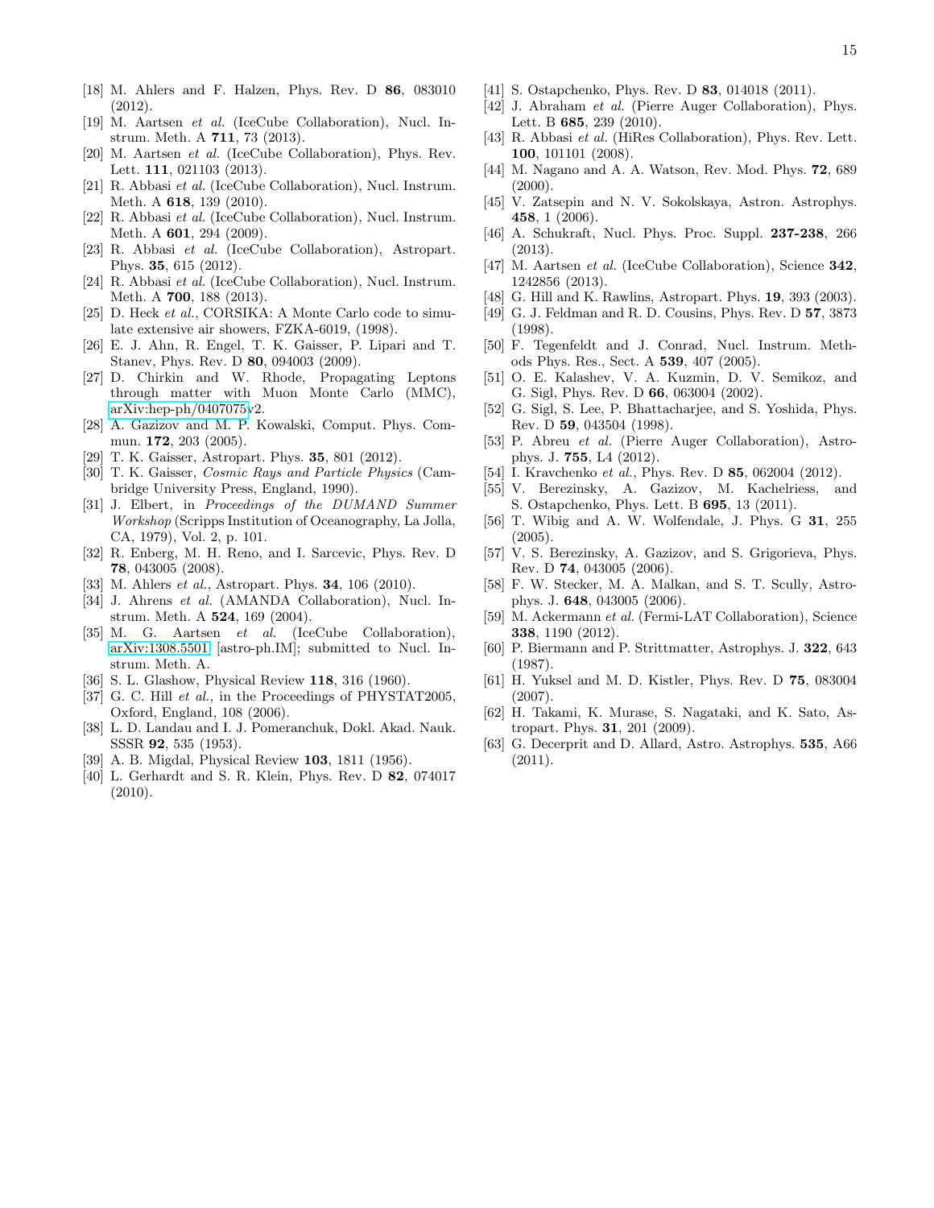[18] M. Ahlers and F. Halzen, Phys. Rev. D **86**, 083010 (2012).

[19] M. Aartsen *et al.* (IceCube Collaboration), Nucl. Instrum. Meth. A **711**, 73 (2013).

[20] M. Aartsen *et al.* (IceCube Collaboration), Phys. Rev. Lett. **111**, 021103 (2013).

[21] R. Abbasi *et al.* (IceCube Collaboration), Nucl. Instrum. Meth. A **618**, 139 (2010).

[22] R. Abbasi *et al.* (IceCube Collaboration), Nucl. Instrum. Meth. A **601**, 294 (2009).

[23] R. Abbasi *et al.* (IceCube Collaboration), Astropart. Phys. **35**, 615 (2012).

[24] R. Abbasi *et al.* (IceCube Collaboration), Nucl. Instrum. Meth. A **700**, 188 (2013).

[25] D. Heck *et al.*, CORSIKA: A Monte Carlo code to simulate extensive air showers, FZKA-6019, (1998).

[26] E. J. Ahn, R. Engel, T. K. Gaisser, P. Lipari and T. Stanev, Phys. Rev. D **80**, 094003 (2009).

[27] D. Chirkin and W. Rhode, Propagating Leptons through matter with Muon Monte Carlo (MMC), arXiv:hep-ph/0407075v2.

[28] A. Gazizov and M. P. Kowalski, Comput. Phys. Commun. **172**, 203 (2005).

[29] T. K. Gaisser, Astropart. Phys. **35**, 801 (2012).

[30] T. K. Gaisser, *Cosmic Rays and Particle Physics* (Cambridge University Press, England, 1990).

[31] J. Elbert, in *Proceedings of the DUMAND Summer Workshop* (Scripps Institution of Oceanography, La Jolla, CA, 1979), Vol. 2, p. 101.

[32] R. Enberg, M. H. Reno, and I. Sarcevic, Phys. Rev. D **78**, 043005 (2008).

[33] M. Ahlers *et al.*, Astropart. Phys. **34**, 106 (2010).

[34] J. Ahrens *et al.* (AMANDA Collaboration), Nucl. Instrum. Meth. A **524**, 169 (2004).

[35] M. G. Aartsen *et al.* (IceCube Collaboration), arXiv:1308.5501 [astro-ph.IM]; submitted to Nucl. Instrum. Meth. A.

[36] S. L. Glashow, Physical Review **118**, 316 (1960).

[37] G. C. Hill *et al.*, in the Proceedings of PHYSTAT2005, Oxford, England, 108 (2006).

[38] L. D. Landau and I. J. Pomeranchuk, Dokl. Akad. Nauk. SSSR **92**, 535 (1953).

[39] A. B. Migdal, Physical Review **103**, 1811 (1956).

[40] L. Gerhardt and S. R. Klein, Phys. Rev. D **82**, 074017 (2010).

[41] S. Ostapchenko, Phys. Rev. D **83**, 014018 (2011).

[42] J. Abraham *et al.* (Pierre Auger Collaboration), Phys. Lett. B **685**, 239 (2010).

[43] R. Abbasi *et al.* (HiRes Collaboration), Phys. Rev. Lett. **100**, 101101 (2008).

[44] M. Nagano and A. A. Watson, Rev. Mod. Phys. **72**, 689 (2000).

[45] V. Zatsepin and N. V. Sokolskaya, Astron. Astrophys. **458**, 1 (2006).

[46] A. Schukraft, Nucl. Phys. Proc. Suppl. **237-238**, 266 (2013).

[47] M. Aartsen *et al.* (IceCube Collaboration), Science **342**, 1242856 (2013).

[48] G. Hill and K. Rawlins, Astropart. Phys. **19**, 393 (2003).

[49] G. J. Feldman and R. D. Cousins, Phys. Rev. D **57**, 3873 (1998).

[50] F. Tegenfeldt and J. Conrad, Nucl. Instrum. Methods Phys. Res., Sect. A **539**, 407 (2005).

[51] O. E. Kalashev, V. A. Kuzmin, D. V. Semikoz, and G. Sigl, Phys. Rev. D **66**, 063004 (2002).

[52] G. Sigl, S. Lee, P. Bhattacharjee, and S. Yoshida, Phys. Rev. D **59**, 043504 (1998).

[53] P. Abreu *et al.* (Pierre Auger Collaboration), Astrophys. J. **755**, L4 (2012).

[54] I. Kravchenko *et al.*, Phys. Rev. D **85**, 062004 (2012).

[55] V. Berezinsky, A. Gazizov, M. Kachelriess, and S. Ostapchenko, Phys. Lett. B **695**, 13 (2011).

[56] T. Wibig and A. W. Wolfendale, J. Phys. G **31**, 255 (2005).

[57] V. S. Berezinsky, A. Gazizov, and S. Grigorieva, Phys. Rev. D **74**, 043005 (2006).

[58] F. W. Stecker, M. A. Malkan, and S. T. Scully, Astrophys. J. **648**, 043005 (2006).

[59] M. Ackermann *et al.* (Fermi-LAT Collaboration), Science **338**, 1190 (2012).

[60] P. Biermann and P. Strittmatter, Astrophys. J. **322**, 643 (1987).

[61] H. Yuksel and M. D. Kistler, Phys. Rev. D **75**, 083004 (2007).

[62] H. Takami, K. Murase, S. Nagataki, and K. Sato, Astropart. Phys. **31**, 201 (2009).

[63] G. Decerprit and D. Allard, Astro. Astrophys. **535**, A66 (2011).